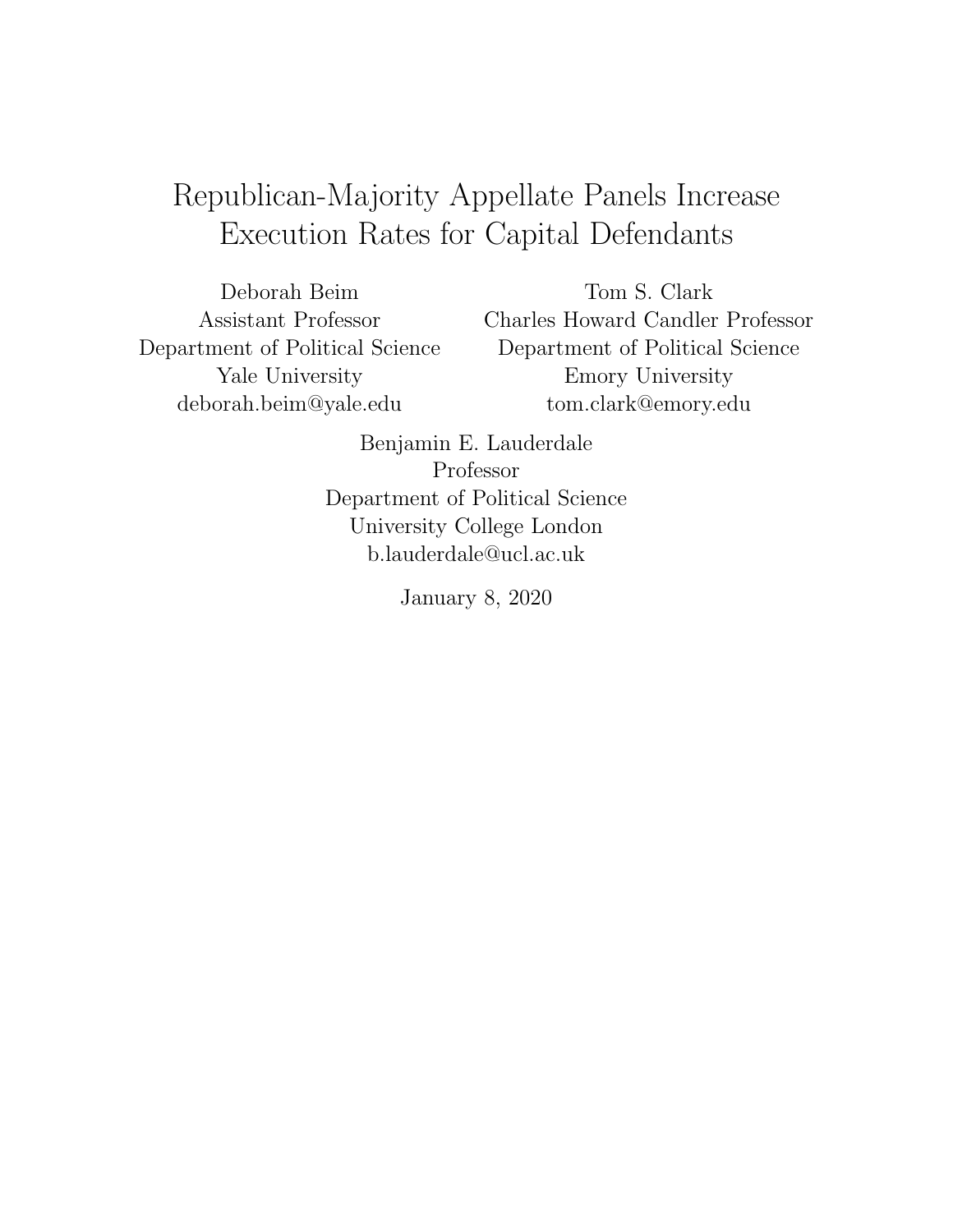# Republican-Majority Appellate Panels Increase Execution Rates for Capital Defendants

Deborah Beim
Assistant Professor
Department of Political Science
Yale University
deborah.beim@yale.edu

Tom S. Clark
Charles Howard Candler Professor
Department of Political Science
Emory University
tom.clark@emory.edu

Benjamin E. Lauderdale
Professor
Department of Political Science
University College London
b.lauderdale@ucl.ac.uk

January 8, 2020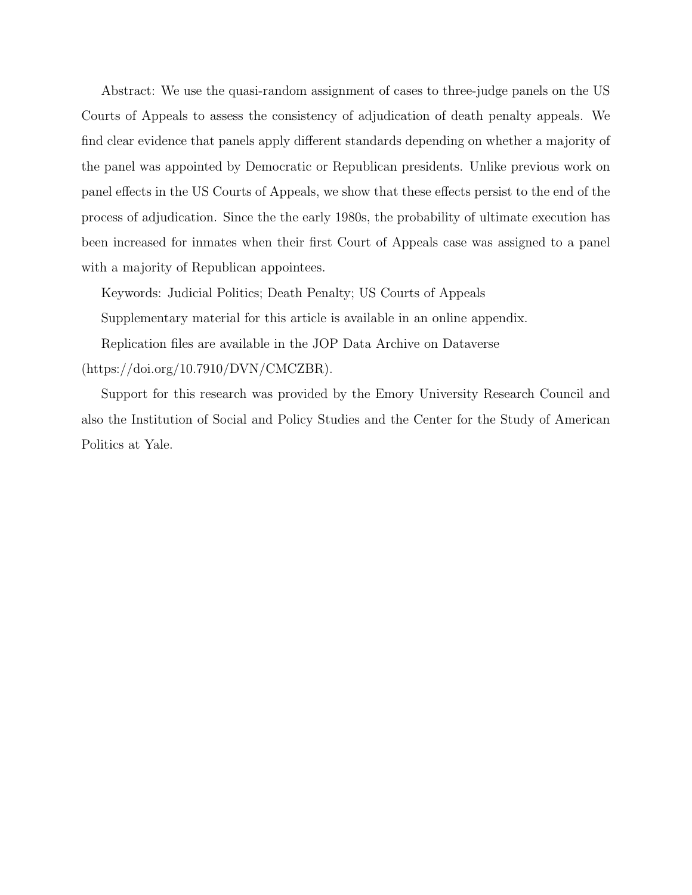Abstract: We use the quasi-random assignment of cases to three-judge panels on the US Courts of Appeals to assess the consistency of adjudication of death penalty appeals. We find clear evidence that panels apply different standards depending on whether a majority of the panel was appointed by Democratic or Republican presidents. Unlike previous work on panel effects in the US Courts of Appeals, we show that these effects persist to the end of the process of adjudication. Since the the early 1980s, the probability of ultimate execution has been increased for inmates when their first Court of Appeals case was assigned to a panel with a majority of Republican appointees.

Keywords: Judicial Politics; Death Penalty; US Courts of Appeals

Supplementary material for this article is available in an online appendix.

Replication files are available in the JOP Data Archive on Dataverse (https://doi.org/10.7910/DVN/CMCZBR).

Support for this research was provided by the Emory University Research Council and also the Institution of Social and Policy Studies and the Center for the Study of American Politics at Yale.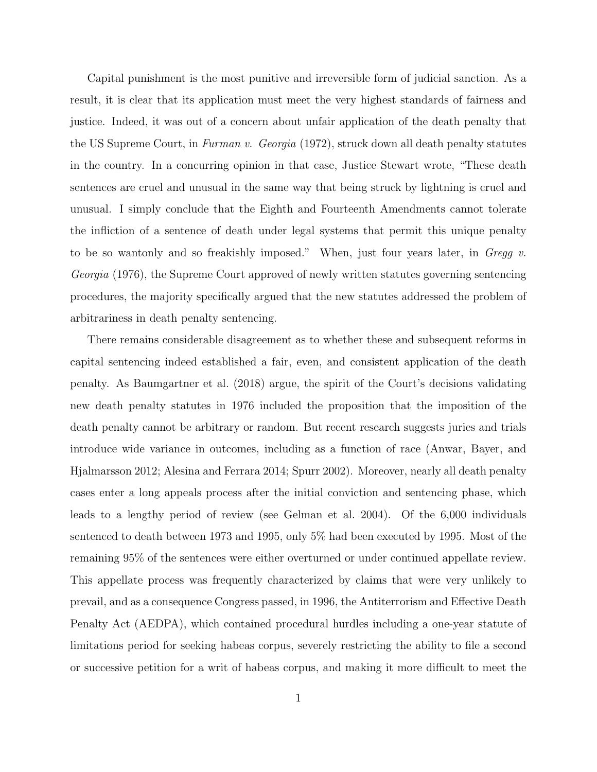Capital punishment is the most punitive and irreversible form of judicial sanction. As a result, it is clear that its application must meet the very highest standards of fairness and justice. Indeed, it was out of a concern about unfair application of the death penalty that the US Supreme Court, in *Furman v. Georgia* (1972), struck down all death penalty statutes in the country. In a concurring opinion in that case, Justice Stewart wrote, "These death sentences are cruel and unusual in the same way that being struck by lightning is cruel and unusual. I simply conclude that the Eighth and Fourteenth Amendments cannot tolerate the infliction of a sentence of death under legal systems that permit this unique penalty to be so wantonly and so freakishly imposed." When, just four years later, in *Gregg v. Georgia* (1976), the Supreme Court approved of newly written statutes governing sentencing procedures, the majority specifically argued that the new statutes addressed the problem of arbitrariness in death penalty sentencing.

There remains considerable disagreement as to whether these and subsequent reforms in capital sentencing indeed established a fair, even, and consistent application of the death penalty. As Baumgartner et al. (2018) argue, the spirit of the Court's decisions validating new death penalty statutes in 1976 included the proposition that the imposition of the death penalty cannot be arbitrary or random. But recent research suggests juries and trials introduce wide variance in outcomes, including as a function of race (Anwar, Bayer, and Hjalmarsson 2012; Alesina and Ferrara 2014; Spurr 2002). Moreover, nearly all death penalty cases enter a long appeals process after the initial conviction and sentencing phase, which leads to a lengthy period of review (see Gelman et al. 2004). Of the 6,000 individuals sentenced to death between 1973 and 1995, only 5% had been executed by 1995. Most of the remaining 95% of the sentences were either overturned or under continued appellate review. This appellate process was frequently characterized by claims that were very unlikely to prevail, and as a consequence Congress passed, in 1996, the Antiterrorism and Effective Death Penalty Act (AEDPA), which contained procedural hurdles including a one-year statute of limitations period for seeking habeas corpus, severely restricting the ability to file a second or successive petition for a writ of habeas corpus, and making it more difficult to meet the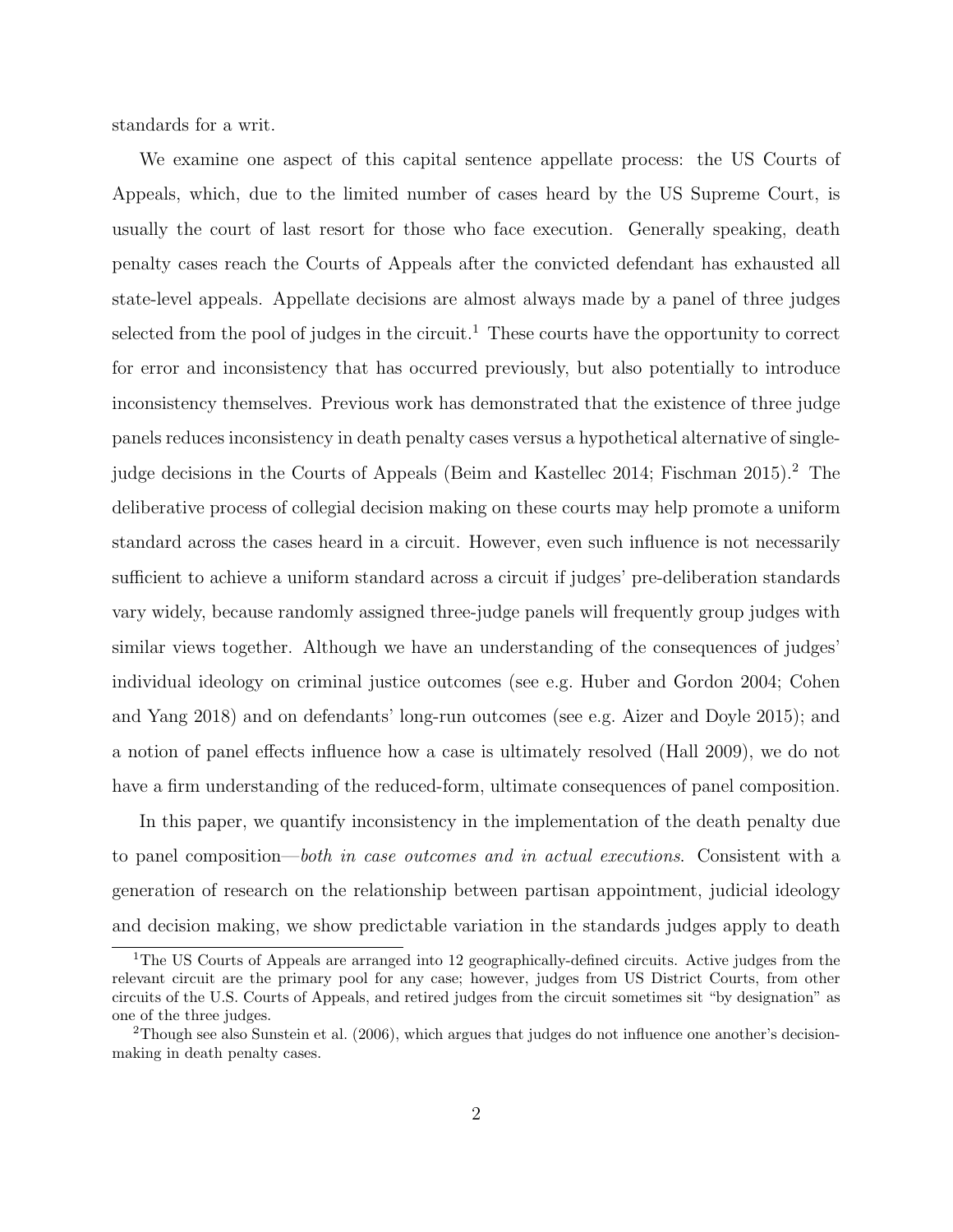standards for a writ.

We examine one aspect of this capital sentence appellate process: the US Courts of Appeals, which, due to the limited number of cases heard by the US Supreme Court, is usually the court of last resort for those who face execution. Generally speaking, death penalty cases reach the Courts of Appeals after the convicted defendant has exhausted all state-level appeals. Appellate decisions are almost always made by a panel of three judges selected from the pool of judges in the circuit.[1] These courts have the opportunity to correct for error and inconsistency that has occurred previously, but also potentially to introduce inconsistency themselves. Previous work has demonstrated that the existence of three judge panels reduces inconsistency in death penalty cases versus a hypothetical alternative of single-judge decisions in the Courts of Appeals (Beim and Kastellec 2014; Fischman 2015).[2] The deliberative process of collegial decision making on these courts may help promote a uniform standard across the cases heard in a circuit. However, even such influence is not necessarily sufficient to achieve a uniform standard across a circuit if judges' pre-deliberation standards vary widely, because randomly assigned three-judge panels will frequently group judges with similar views together. Although we have an understanding of the consequences of judges' individual ideology on criminal justice outcomes (see e.g. Huber and Gordon 2004; Cohen and Yang 2018) and on defendants' long-run outcomes (see e.g. Aizer and Doyle 2015); and a notion of panel effects influence how a case is ultimately resolved (Hall 2009), we do not have a firm understanding of the reduced-form, ultimate consequences of panel composition.

In this paper, we quantify inconsistency in the implementation of the death penalty due to panel composition—*both in case outcomes and in actual executions*. Consistent with a generation of research on the relationship between partisan appointment, judicial ideology and decision making, we show predictable variation in the standards judges apply to death

[1] The US Courts of Appeals are arranged into 12 geographically-defined circuits. Active judges from the relevant circuit are the primary pool for any case; however, judges from US District Courts, from other circuits of the U.S. Courts of Appeals, and retired judges from the circuit sometimes sit "by designation" as one of the three judges.

[2] Though see also Sunstein et al. (2006), which argues that judges do not influence one another's decision-making in death penalty cases.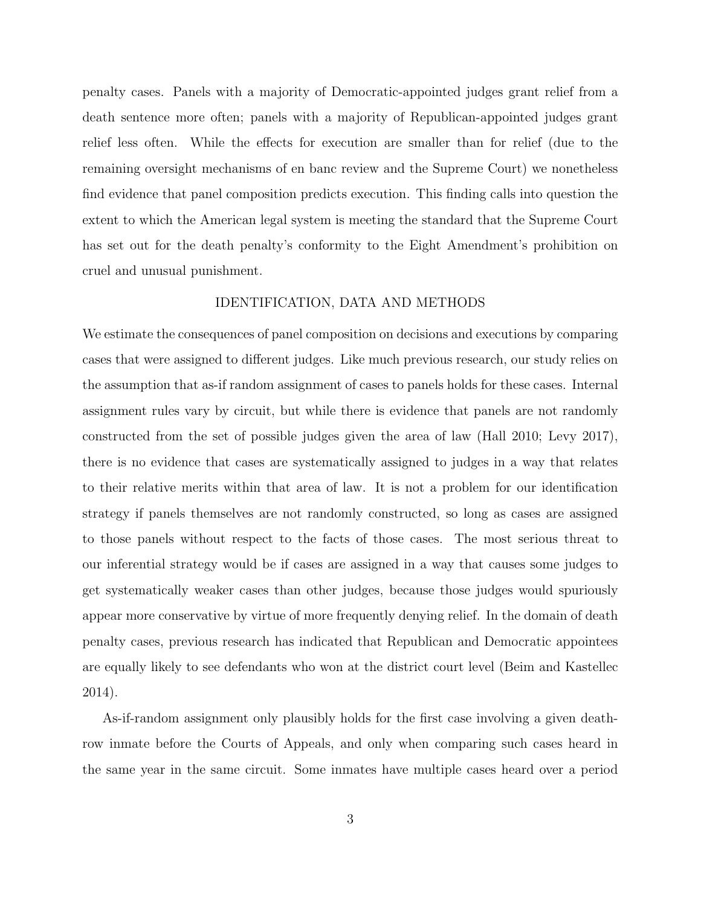penalty cases. Panels with a majority of Democratic-appointed judges grant relief from a death sentence more often; panels with a majority of Republican-appointed judges grant relief less often. While the effects for execution are smaller than for relief (due to the remaining oversight mechanisms of en banc review and the Supreme Court) we nonetheless find evidence that panel composition predicts execution. This finding calls into question the extent to which the American legal system is meeting the standard that the Supreme Court has set out for the death penalty's conformity to the Eight Amendment's prohibition on cruel and unusual punishment.

## IDENTIFICATION, DATA AND METHODS

We estimate the consequences of panel composition on decisions and executions by comparing cases that were assigned to different judges. Like much previous research, our study relies on the assumption that as-if random assignment of cases to panels holds for these cases. Internal assignment rules vary by circuit, but while there is evidence that panels are not randomly constructed from the set of possible judges given the area of law (Hall 2010; Levy 2017), there is no evidence that cases are systematically assigned to judges in a way that relates to their relative merits within that area of law. It is not a problem for our identification strategy if panels themselves are not randomly constructed, so long as cases are assigned to those panels without respect to the facts of those cases. The most serious threat to our inferential strategy would be if cases are assigned in a way that causes some judges to get systematically weaker cases than other judges, because those judges would spuriously appear more conservative by virtue of more frequently denying relief. In the domain of death penalty cases, previous research has indicated that Republican and Democratic appointees are equally likely to see defendants who won at the district court level (Beim and Kastellec 2014).

As-if-random assignment only plausibly holds for the first case involving a given death-row inmate before the Courts of Appeals, and only when comparing such cases heard in the same year in the same circuit. Some inmates have multiple cases heard over a period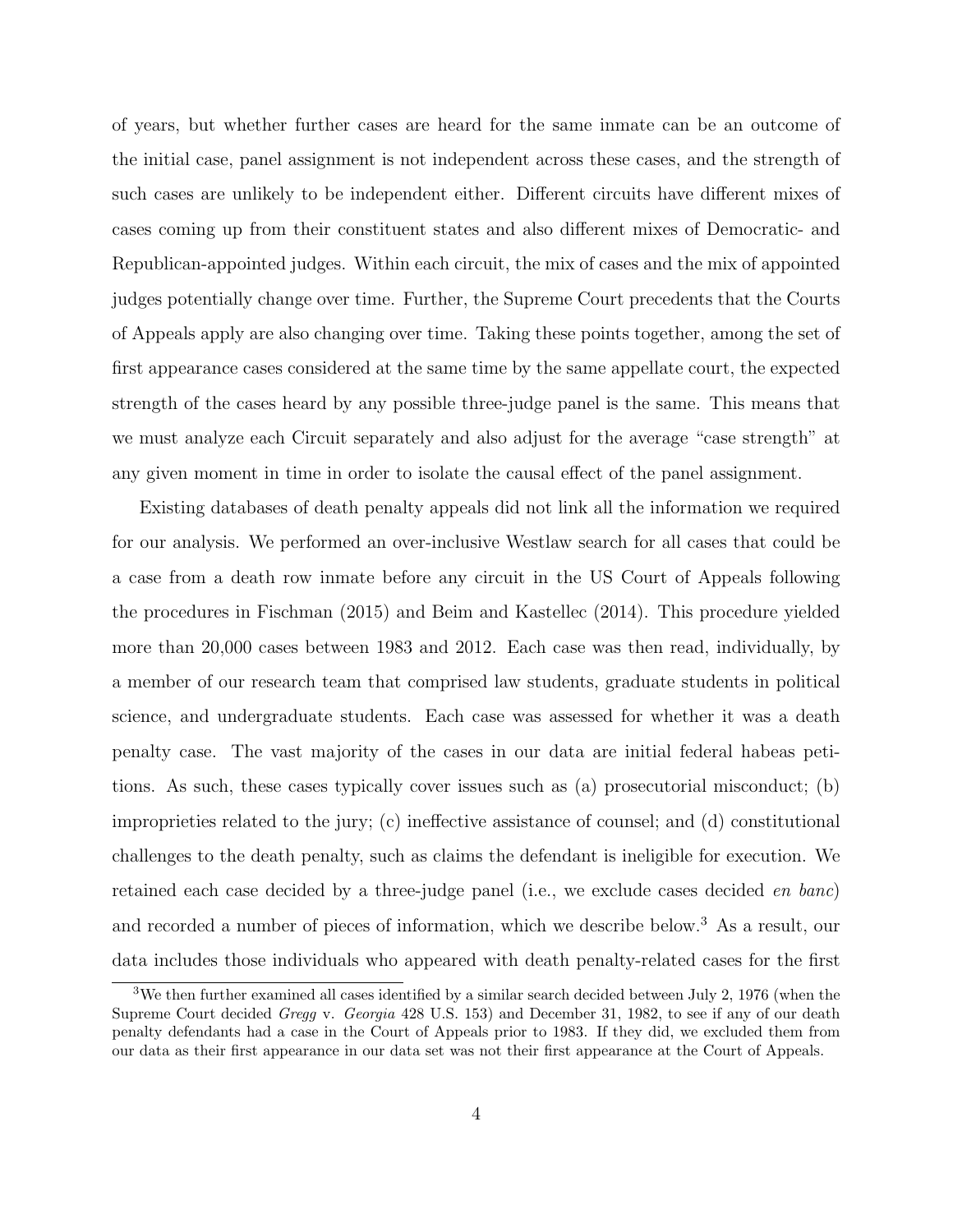of years, but whether further cases are heard for the same inmate can be an outcome of the initial case, panel assignment is not independent across these cases, and the strength of such cases are unlikely to be independent either. Different circuits have different mixes of cases coming up from their constituent states and also different mixes of Democratic- and Republican-appointed judges. Within each circuit, the mix of cases and the mix of appointed judges potentially change over time. Further, the Supreme Court precedents that the Courts of Appeals apply are also changing over time. Taking these points together, among the set of first appearance cases considered at the same time by the same appellate court, the expected strength of the cases heard by any possible three-judge panel is the same. This means that we must analyze each Circuit separately and also adjust for the average "case strength" at any given moment in time in order to isolate the causal effect of the panel assignment.

Existing databases of death penalty appeals did not link all the information we required for our analysis. We performed an over-inclusive Westlaw search for all cases that could be a case from a death row inmate before any circuit in the US Court of Appeals following the procedures in Fischman (2015) and Beim and Kastellec (2014). This procedure yielded more than 20,000 cases between 1983 and 2012. Each case was then read, individually, by a member of our research team that comprised law students, graduate students in political science, and undergraduate students. Each case was assessed for whether it was a death penalty case. The vast majority of the cases in our data are initial federal habeas petitions. As such, these cases typically cover issues such as (a) prosecutorial misconduct; (b) improprieties related to the jury; (c) ineffective assistance of counsel; and (d) constitutional challenges to the death penalty, such as claims the defendant is ineligible for execution. We retained each case decided by a three-judge panel (i.e., we exclude cases decided *en banc*) and recorded a number of pieces of information, which we describe below.[3] As a result, our data includes those individuals who appeared with death penalty-related cases for the first

[3] We then further examined all cases identified by a similar search decided between July 2, 1976 (when the Supreme Court decided *Gregg* v. *Georgia* 428 U.S. 153) and December 31, 1982, to see if any of our death penalty defendants had a case in the Court of Appeals prior to 1983. If they did, we excluded them from our data as their first appearance in our data set was not their first appearance at the Court of Appeals.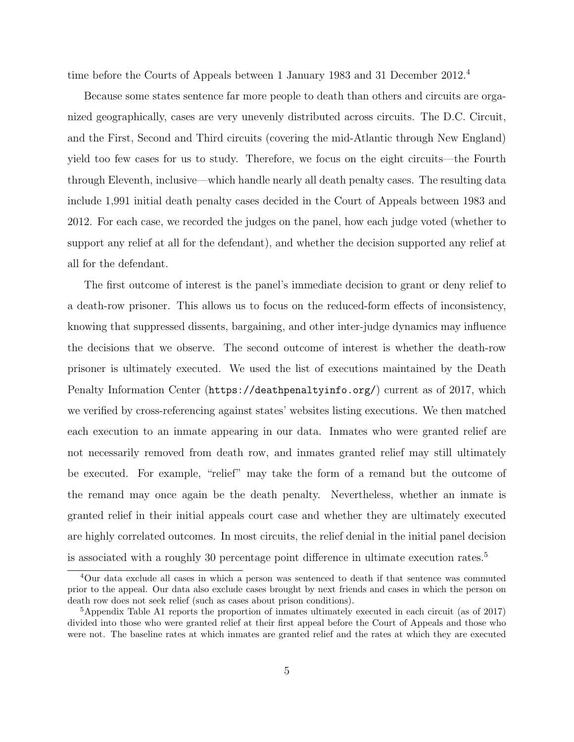time before the Courts of Appeals between 1 January 1983 and 31 December 2012.[4]

Because some states sentence far more people to death than others and circuits are organized geographically, cases are very unevenly distributed across circuits. The D.C. Circuit, and the First, Second and Third circuits (covering the mid-Atlantic through New England) yield too few cases for us to study. Therefore, we focus on the eight circuits—the Fourth through Eleventh, inclusive—which handle nearly all death penalty cases. The resulting data include 1,991 initial death penalty cases decided in the Court of Appeals between 1983 and 2012. For each case, we recorded the judges on the panel, how each judge voted (whether to support any relief at all for the defendant), and whether the decision supported any relief at all for the defendant.

The first outcome of interest is the panel's immediate decision to grant or deny relief to a death-row prisoner. This allows us to focus on the reduced-form effects of inconsistency, knowing that suppressed dissents, bargaining, and other inter-judge dynamics may influence the decisions that we observe. The second outcome of interest is whether the death-row prisoner is ultimately executed. We used the list of executions maintained by the Death Penalty Information Center (`https://deathpenaltyinfo.org/`) current as of 2017, which we verified by cross-referencing against states' websites listing executions. We then matched each execution to an inmate appearing in our data. Inmates who were granted relief are not necessarily removed from death row, and inmates granted relief may still ultimately be executed. For example, "relief" may take the form of a remand but the outcome of the remand may once again be the death penalty. Nevertheless, whether an inmate is granted relief in their initial appeals court case and whether they are ultimately executed are highly correlated outcomes. In most circuits, the relief denial in the initial panel decision is associated with a roughly 30 percentage point difference in ultimate execution rates.[5]

---

[4] Our data exclude all cases in which a person was sentenced to death if that sentence was commuted prior to the appeal. Our data also exclude cases brought by next friends and cases in which the person on death row does not seek relief (such as cases about prison conditions).

[5] Appendix Table A1 reports the proportion of inmates ultimately executed in each circuit (as of 2017) divided into those who were granted relief at their first appeal before the Court of Appeals and those who were not. The baseline rates at which inmates are granted relief and the rates at which they are executed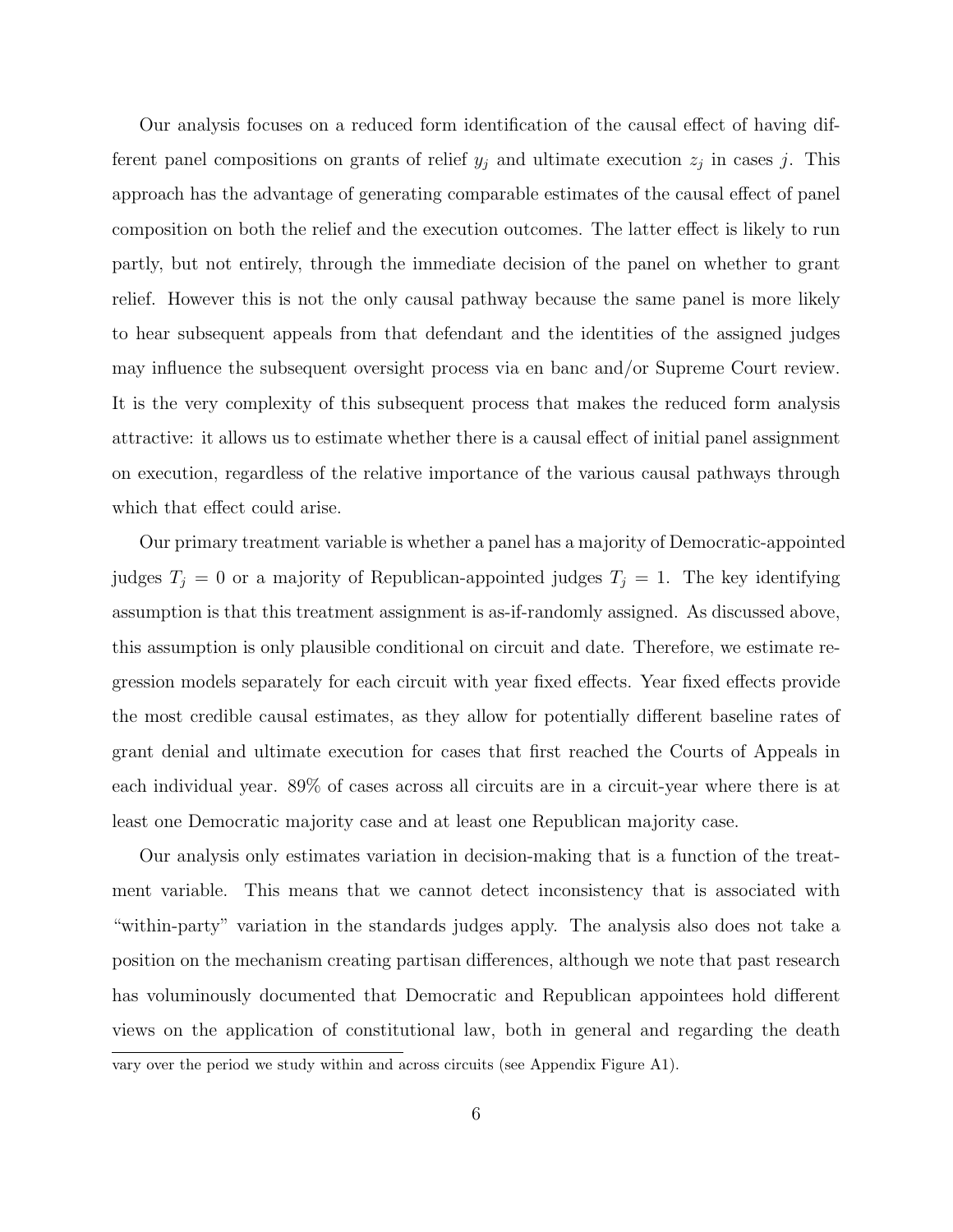Our analysis focuses on a reduced form identification of the causal effect of having different panel compositions on grants of relief $y_j$ and ultimate execution $z_j$ in cases $j$. This approach has the advantage of generating comparable estimates of the causal effect of panel composition on both the relief and the execution outcomes. The latter effect is likely to run partly, but not entirely, through the immediate decision of the panel on whether to grant relief. However this is not the only causal pathway because the same panel is more likely to hear subsequent appeals from that defendant and the identities of the assigned judges may influence the subsequent oversight process via en banc and/or Supreme Court review. It is the very complexity of this subsequent process that makes the reduced form analysis attractive: it allows us to estimate whether there is a causal effect of initial panel assignment on execution, regardless of the relative importance of the various causal pathways through which that effect could arise.

Our primary treatment variable is whether a panel has a majority of Democratic-appointed judges $T_j = 0$ or a majority of Republican-appointed judges $T_j = 1$. The key identifying assumption is that this treatment assignment is as-if-randomly assigned. As discussed above, this assumption is only plausible conditional on circuit and date. Therefore, we estimate regression models separately for each circuit with year fixed effects. Year fixed effects provide the most credible causal estimates, as they allow for potentially different baseline rates of grant denial and ultimate execution for cases that first reached the Courts of Appeals in each individual year. 89% of cases across all circuits are in a circuit-year where there is at least one Democratic majority case and at least one Republican majority case.

Our analysis only estimates variation in decision-making that is a function of the treatment variable. This means that we cannot detect inconsistency that is associated with "within-party" variation in the standards judges apply. The analysis also does not take a position on the mechanism creating partisan differences, although we note that past research has voluminously documented that Democratic and Republican appointees hold different views on the application of constitutional law, both in general and regarding the death

vary over the period we study within and across circuits (see Appendix Figure A1).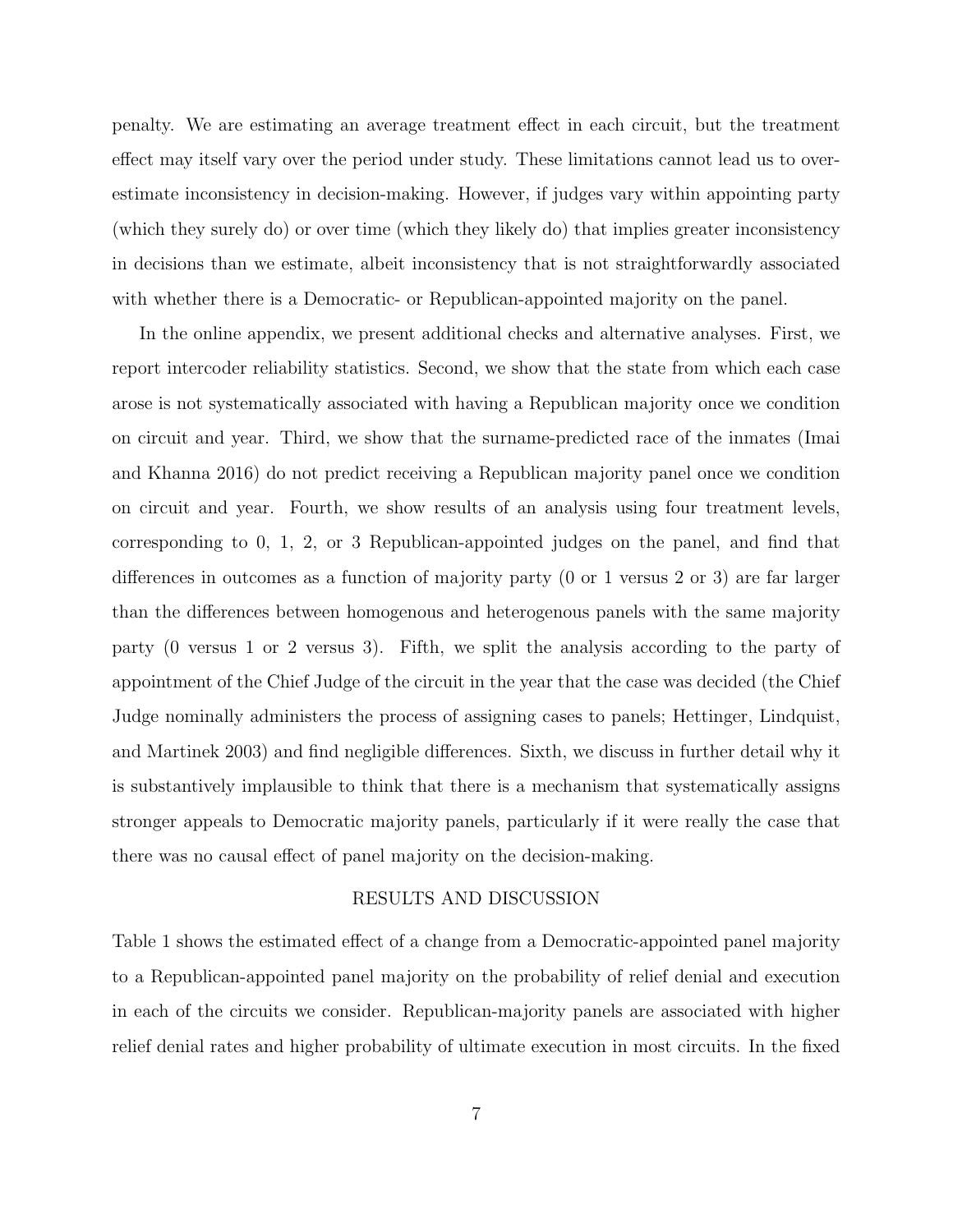penalty. We are estimating an average treatment effect in each circuit, but the treatment effect may itself vary over the period under study. These limitations cannot lead us to overestimate inconsistency in decision-making. However, if judges vary within appointing party (which they surely do) or over time (which they likely do) that implies greater inconsistency in decisions than we estimate, albeit inconsistency that is not straightforwardly associated with whether there is a Democratic- or Republican-appointed majority on the panel.

In the online appendix, we present additional checks and alternative analyses. First, we report intercoder reliability statistics. Second, we show that the state from which each case arose is not systematically associated with having a Republican majority once we condition on circuit and year. Third, we show that the surname-predicted race of the inmates (Imai and Khanna 2016) do not predict receiving a Republican majority panel once we condition on circuit and year. Fourth, we show results of an analysis using four treatment levels, corresponding to 0, 1, 2, or 3 Republican-appointed judges on the panel, and find that differences in outcomes as a function of majority party (0 or 1 versus 2 or 3) are far larger than the differences between homogenous and heterogenous panels with the same majority party (0 versus 1 or 2 versus 3). Fifth, we split the analysis according to the party of appointment of the Chief Judge of the circuit in the year that the case was decided (the Chief Judge nominally administers the process of assigning cases to panels; Hettinger, Lindquist, and Martinek 2003) and find negligible differences. Sixth, we discuss in further detail why it is substantively implausible to think that there is a mechanism that systematically assigns stronger appeals to Democratic majority panels, particularly if it were really the case that there was no causal effect of panel majority on the decision-making.

## RESULTS AND DISCUSSION

Table 1 shows the estimated effect of a change from a Democratic-appointed panel majority to a Republican-appointed panel majority on the probability of relief denial and execution in each of the circuits we consider. Republican-majority panels are associated with higher relief denial rates and higher probability of ultimate execution in most circuits. In the fixed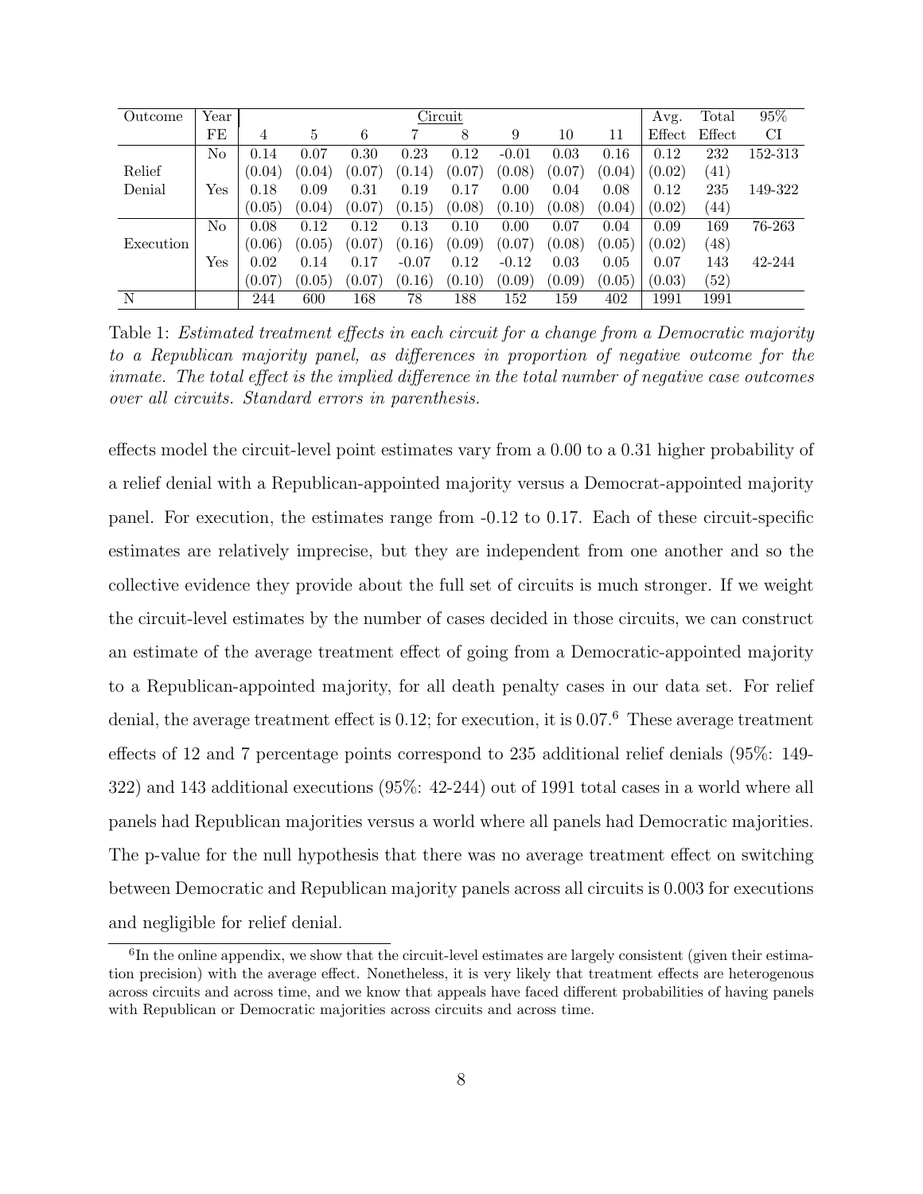| Outcome | Year FE | Circuit 4 | 5 | 6 | 7 | 8 | 9 | 10 | 11 | Avg. Effect | Total Effect | 95% CI |
|---|---|---|---|---|---|---|---|---|---|---|---|---|
| Relief Denial | No | 0.14 | 0.07 | 0.30 | 0.23 | 0.12 | -0.01 | 0.03 | 0.16 | 0.12 | 232 | 152-313 |
| | | (0.04) | (0.04) | (0.07) | (0.14) | (0.07) | (0.08) | (0.07) | (0.04) | (0.02) | (41) | |
| | Yes | 0.18 | 0.09 | 0.31 | 0.19 | 0.17 | 0.00 | 0.04 | 0.08 | 0.12 | 235 | 149-322 |
| | | (0.05) | (0.04) | (0.07) | (0.15) | (0.08) | (0.10) | (0.08) | (0.04) | (0.02) | (44) | |
| Execution | No | 0.08 | 0.12 | 0.12 | 0.13 | 0.10 | 0.00 | 0.07 | 0.04 | 0.09 | 169 | 76-263 |
| | | (0.06) | (0.05) | (0.07) | (0.16) | (0.09) | (0.07) | (0.08) | (0.05) | (0.02) | (48) | |
| | Yes | 0.02 | 0.14 | 0.17 | -0.07 | 0.12 | -0.12 | 0.03 | 0.05 | 0.07 | 143 | 42-244 |
| | | (0.07) | (0.05) | (0.07) | (0.16) | (0.10) | (0.09) | (0.09) | (0.05) | (0.03) | (52) | |
| N | | 244 | 600 | 168 | 78 | 188 | 152 | 159 | 402 | 1991 | 1991 | |

Table 1: *Estimated treatment effects in each circuit for a change from a Democratic majority to a Republican majority panel, as differences in proportion of negative outcome for the inmate. The total effect is the implied difference in the total number of negative case outcomes over all circuits. Standard errors in parenthesis.*

effects model the circuit-level point estimates vary from a 0.00 to a 0.31 higher probability of a relief denial with a Republican-appointed majority versus a Democrat-appointed majority panel. For execution, the estimates range from -0.12 to 0.17. Each of these circuit-specific estimates are relatively imprecise, but they are independent from one another and so the collective evidence they provide about the full set of circuits is much stronger. If we weight the circuit-level estimates by the number of cases decided in those circuits, we can construct an estimate of the average treatment effect of going from a Democratic-appointed majority to a Republican-appointed majority, for all death penalty cases in our data set. For relief denial, the average treatment effect is 0.12; for execution, it is 0.07.[6] These average treatment effects of 12 and 7 percentage points correspond to 235 additional relief denials (95%: 149-322) and 143 additional executions (95%: 42-244) out of 1991 total cases in a world where all panels had Republican majorities versus a world where all panels had Democratic majorities. The p-value for the null hypothesis that there was no average treatment effect on switching between Democratic and Republican majority panels across all circuits is 0.003 for executions and negligible for relief denial.

[6]In the online appendix, we show that the circuit-level estimates are largely consistent (given their estimation precision) with the average effect. Nonetheless, it is very likely that treatment effects are heterogenous across circuits and across time, and we know that appeals have faced different probabilities of having panels with Republican or Democratic majorities across circuits and across time.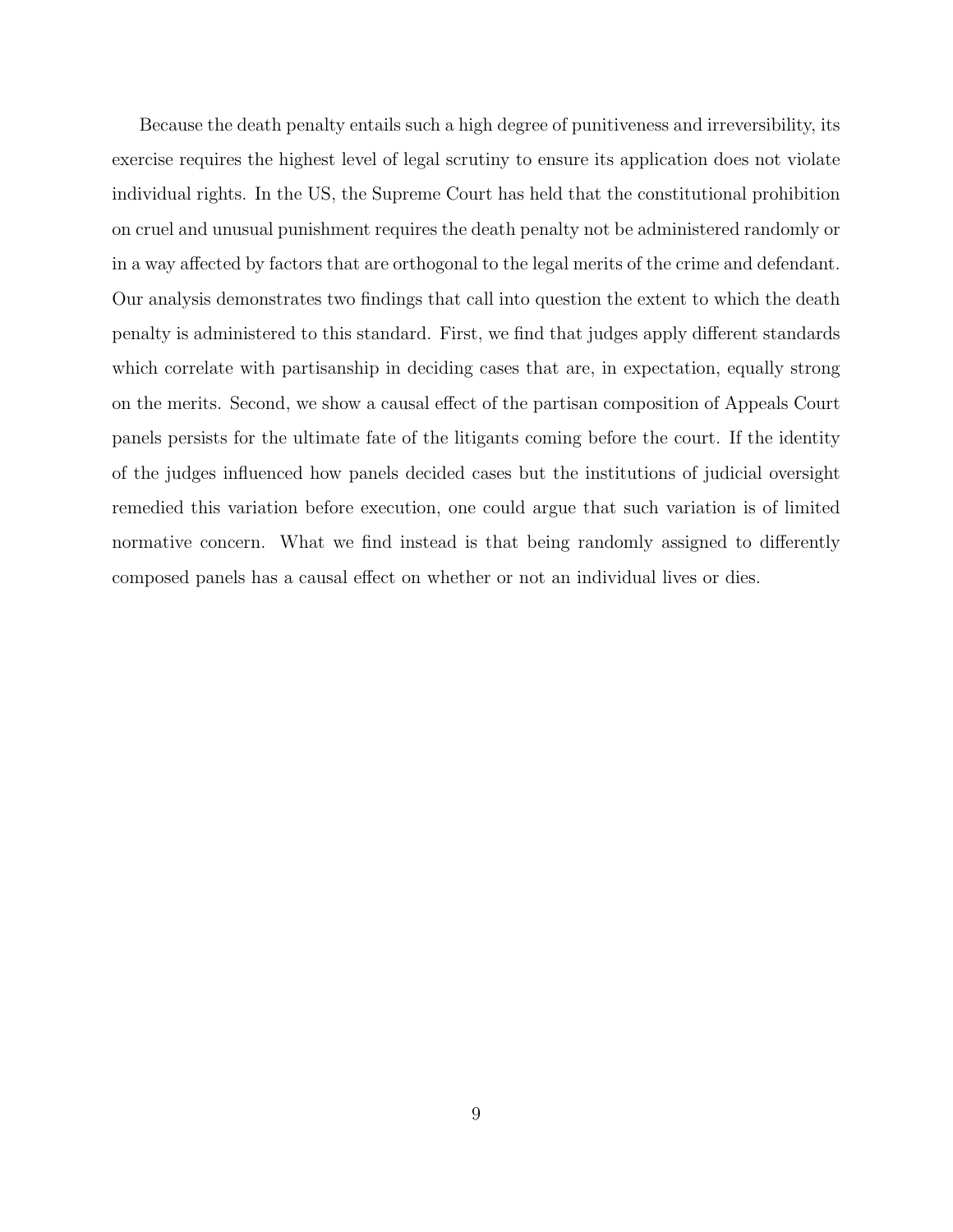Because the death penalty entails such a high degree of punitiveness and irreversibility, its exercise requires the highest level of legal scrutiny to ensure its application does not violate individual rights. In the US, the Supreme Court has held that the constitutional prohibition on cruel and unusual punishment requires the death penalty not be administered randomly or in a way affected by factors that are orthogonal to the legal merits of the crime and defendant. Our analysis demonstrates two findings that call into question the extent to which the death penalty is administered to this standard. First, we find that judges apply different standards which correlate with partisanship in deciding cases that are, in expectation, equally strong on the merits. Second, we show a causal effect of the partisan composition of Appeals Court panels persists for the ultimate fate of the litigants coming before the court. If the identity of the judges influenced how panels decided cases but the institutions of judicial oversight remedied this variation before execution, one could argue that such variation is of limited normative concern. What we find instead is that being randomly assigned to differently composed panels has a causal effect on whether or not an individual lives or dies.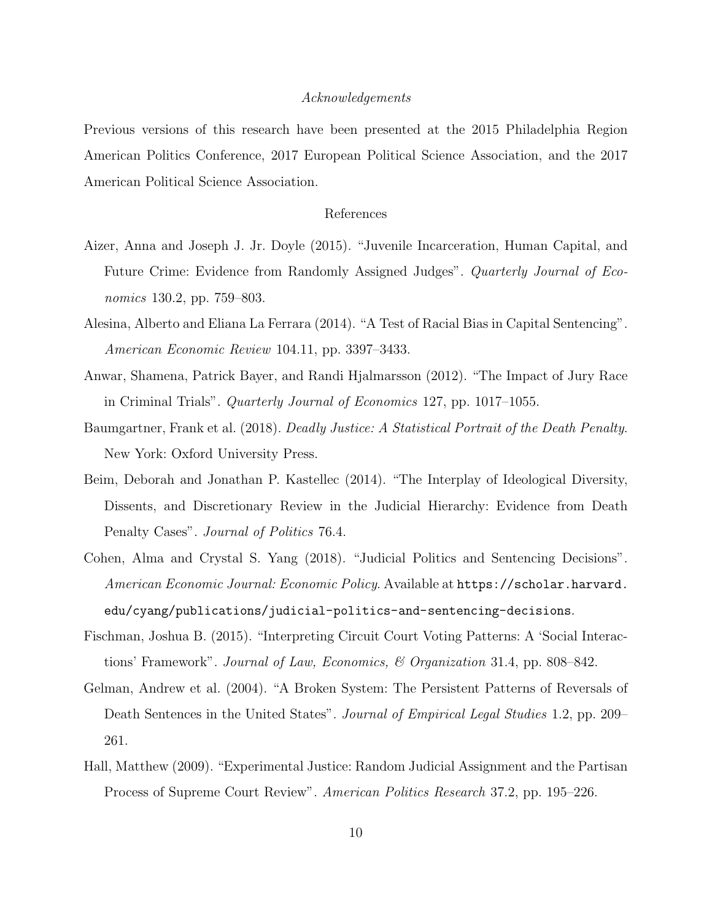*Acknowledgements*

Previous versions of this research have been presented at the 2015 Philadelphia Region American Politics Conference, 2017 European Political Science Association, and the 2017 American Political Science Association.

## References

Aizer, Anna and Joseph J. Jr. Doyle (2015). "Juvenile Incarceration, Human Capital, and Future Crime: Evidence from Randomly Assigned Judges". *Quarterly Journal of Economics* 130.2, pp. 759–803.

Alesina, Alberto and Eliana La Ferrara (2014). "A Test of Racial Bias in Capital Sentencing". *American Economic Review* 104.11, pp. 3397–3433.

Anwar, Shamena, Patrick Bayer, and Randi Hjalmarsson (2012). "The Impact of Jury Race in Criminal Trials". *Quarterly Journal of Economics* 127, pp. 1017–1055.

Baumgartner, Frank et al. (2018). *Deadly Justice: A Statistical Portrait of the Death Penalty*. New York: Oxford University Press.

Beim, Deborah and Jonathan P. Kastellec (2014). "The Interplay of Ideological Diversity, Dissents, and Discretionary Review in the Judicial Hierarchy: Evidence from Death Penalty Cases". *Journal of Politics* 76.4.

Cohen, Alma and Crystal S. Yang (2018). "Judicial Politics and Sentencing Decisions". *American Economic Journal: Economic Policy*. Available at `https://scholar.harvard.edu/cyang/publications/judicial-politics-and-sentencing-decisions`.

Fischman, Joshua B. (2015). "Interpreting Circuit Court Voting Patterns: A 'Social Interactions' Framework". *Journal of Law, Economics, & Organization* 31.4, pp. 808–842.

Gelman, Andrew et al. (2004). "A Broken System: The Persistent Patterns of Reversals of Death Sentences in the United States". *Journal of Empirical Legal Studies* 1.2, pp. 209–261.

Hall, Matthew (2009). "Experimental Justice: Random Judicial Assignment and the Partisan Process of Supreme Court Review". *American Politics Research* 37.2, pp. 195–226.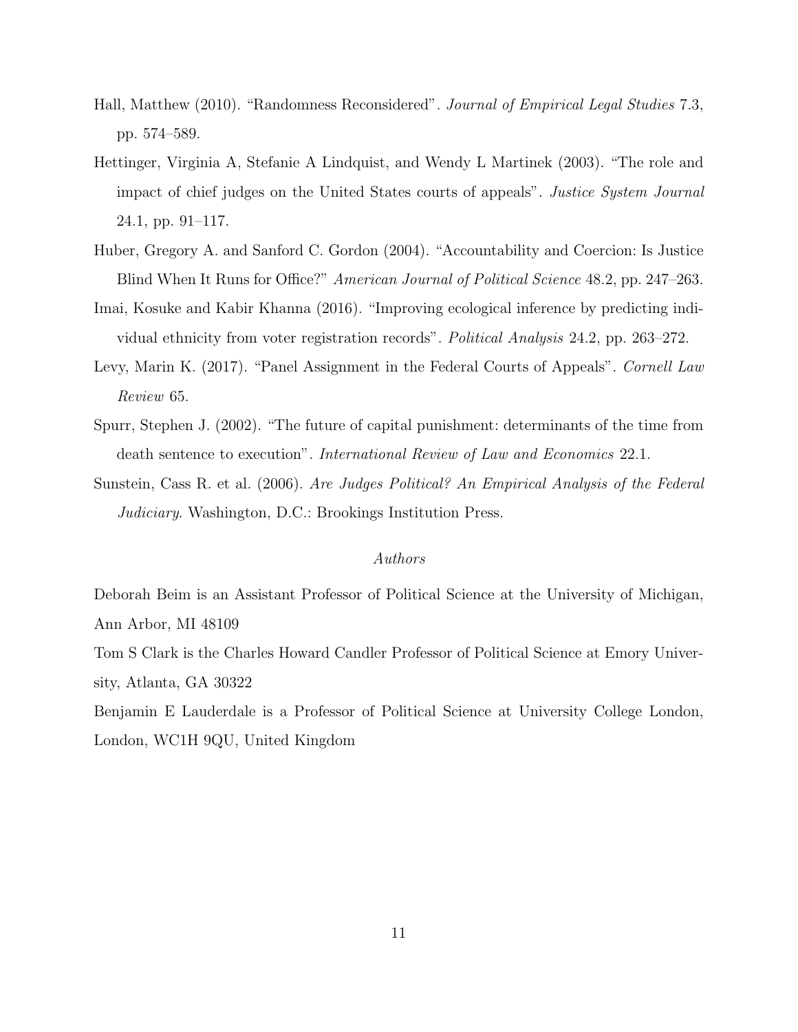Hall, Matthew (2010). "Randomness Reconsidered". *Journal of Empirical Legal Studies* 7.3, pp. 574–589.

Hettinger, Virginia A, Stefanie A Lindquist, and Wendy L Martinek (2003). "The role and impact of chief judges on the United States courts of appeals". *Justice System Journal* 24.1, pp. 91–117.

Huber, Gregory A. and Sanford C. Gordon (2004). "Accountability and Coercion: Is Justice Blind When It Runs for Office?" *American Journal of Political Science* 48.2, pp. 247–263.

Imai, Kosuke and Kabir Khanna (2016). "Improving ecological inference by predicting individual ethnicity from voter registration records". *Political Analysis* 24.2, pp. 263–272.

Levy, Marin K. (2017). "Panel Assignment in the Federal Courts of Appeals". *Cornell Law Review* 65.

Spurr, Stephen J. (2002). "The future of capital punishment: determinants of the time from death sentence to execution". *International Review of Law and Economics* 22.1.

Sunstein, Cass R. et al. (2006). *Are Judges Political? An Empirical Analysis of the Federal Judiciary*. Washington, D.C.: Brookings Institution Press.

*Authors*

Deborah Beim is an Assistant Professor of Political Science at the University of Michigan, Ann Arbor, MI 48109

Tom S Clark is the Charles Howard Candler Professor of Political Science at Emory University, Atlanta, GA 30322

Benjamin E Lauderdale is a Professor of Political Science at University College London, London, WC1H 9QU, United Kingdom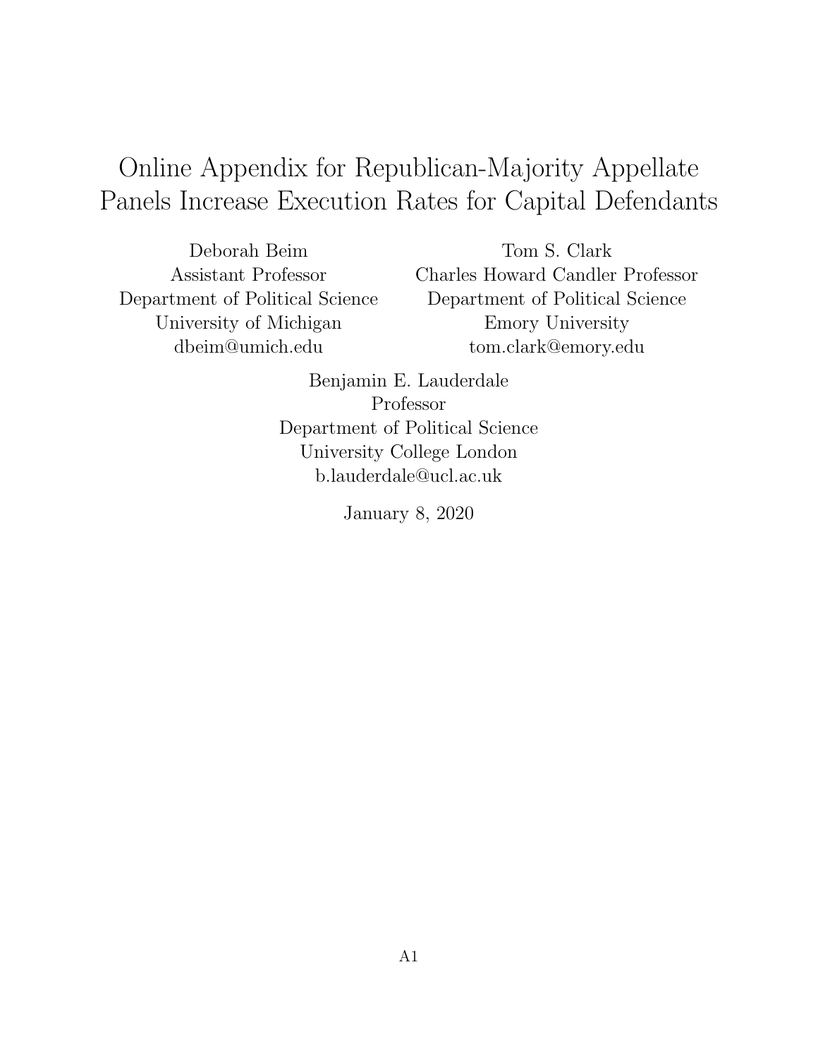# Online Appendix for Republican-Majority Appellate Panels Increase Execution Rates for Capital Defendants

Deborah Beim
Assistant Professor
Department of Political Science
University of Michigan
dbeim@umich.edu

Tom S. Clark
Charles Howard Candler Professor
Department of Political Science
Emory University
tom.clark@emory.edu

Benjamin E. Lauderdale
Professor
Department of Political Science
University College London
b.lauderdale@ucl.ac.uk

January 8, 2020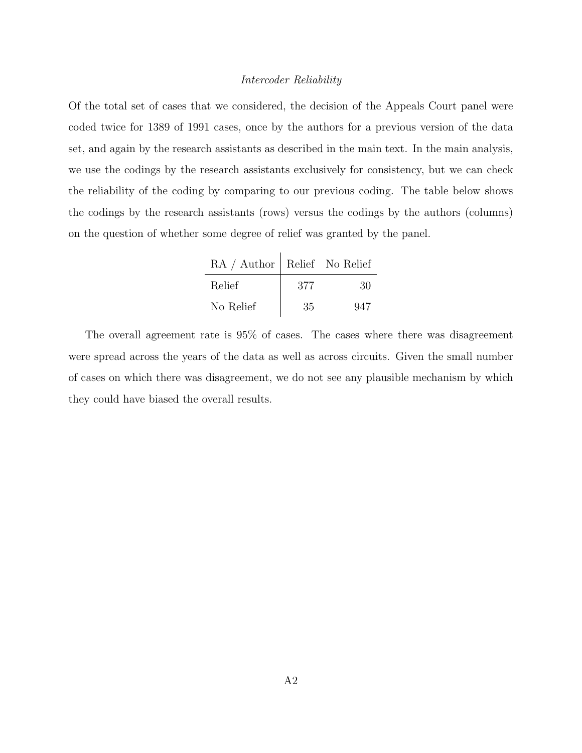*Intercoder Reliability*

Of the total set of cases that we considered, the decision of the Appeals Court panel were coded twice for 1389 of 1991 cases, once by the authors for a previous version of the data set, and again by the research assistants as described in the main text. In the main analysis, we use the codings by the research assistants exclusively for consistency, but we can check the reliability of the coding by comparing to our previous coding. The table below shows the codings by the research assistants (rows) versus the codings by the authors (columns) on the question of whether some degree of relief was granted by the panel.

| RA / Author | Relief | No Relief |
|---|---|---|
| Relief | 377 | 30 |
| No Relief | 35 | 947 |

The overall agreement rate is 95% of cases. The cases where there was disagreement were spread across the years of the data as well as across circuits. Given the small number of cases on which there was disagreement, we do not see any plausible mechanism by which they could have biased the overall results.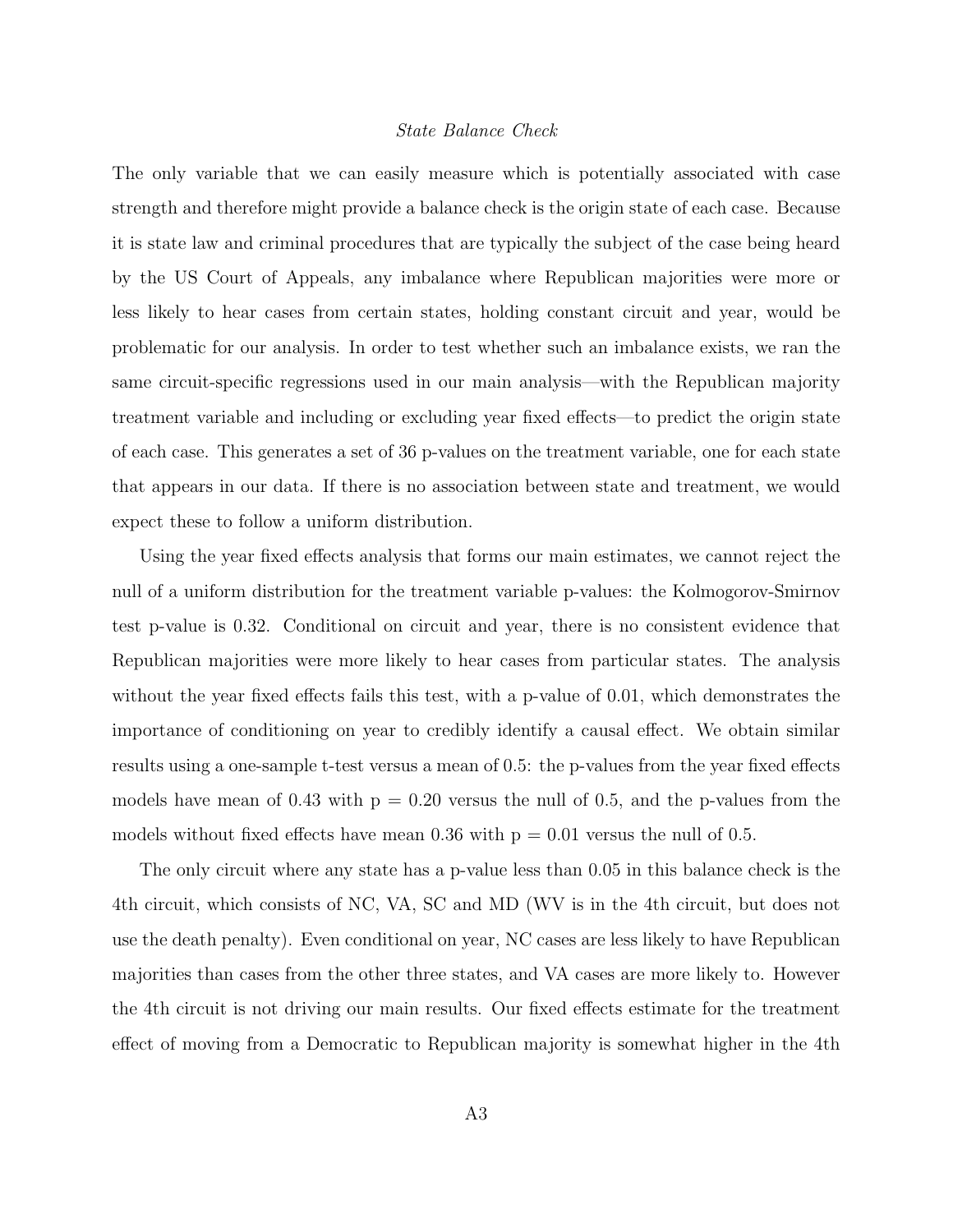*State Balance Check*

The only variable that we can easily measure which is potentially associated with case strength and therefore might provide a balance check is the origin state of each case. Because it is state law and criminal procedures that are typically the subject of the case being heard by the US Court of Appeals, any imbalance where Republican majorities were more or less likely to hear cases from certain states, holding constant circuit and year, would be problematic for our analysis. In order to test whether such an imbalance exists, we ran the same circuit-specific regressions used in our main analysis—with the Republican majority treatment variable and including or excluding year fixed effects—to predict the origin state of each case. This generates a set of 36 p-values on the treatment variable, one for each state that appears in our data. If there is no association between state and treatment, we would expect these to follow a uniform distribution.

Using the year fixed effects analysis that forms our main estimates, we cannot reject the null of a uniform distribution for the treatment variable p-values: the Kolmogorov-Smirnov test p-value is 0.32. Conditional on circuit and year, there is no consistent evidence that Republican majorities were more likely to hear cases from particular states. The analysis without the year fixed effects fails this test, with a p-value of 0.01, which demonstrates the importance of conditioning on year to credibly identify a causal effect. We obtain similar results using a one-sample t-test versus a mean of 0.5: the p-values from the year fixed effects models have mean of 0.43 with $p = 0.20$ versus the null of 0.5, and the p-values from the models without fixed effects have mean 0.36 with $p = 0.01$ versus the null of 0.5.

The only circuit where any state has a p-value less than 0.05 in this balance check is the 4th circuit, which consists of NC, VA, SC and MD (WV is in the 4th circuit, but does not use the death penalty). Even conditional on year, NC cases are less likely to have Republican majorities than cases from the other three states, and VA cases are more likely to. However the 4th circuit is not driving our main results. Our fixed effects estimate for the treatment effect of moving from a Democratic to Republican majority is somewhat higher in the 4th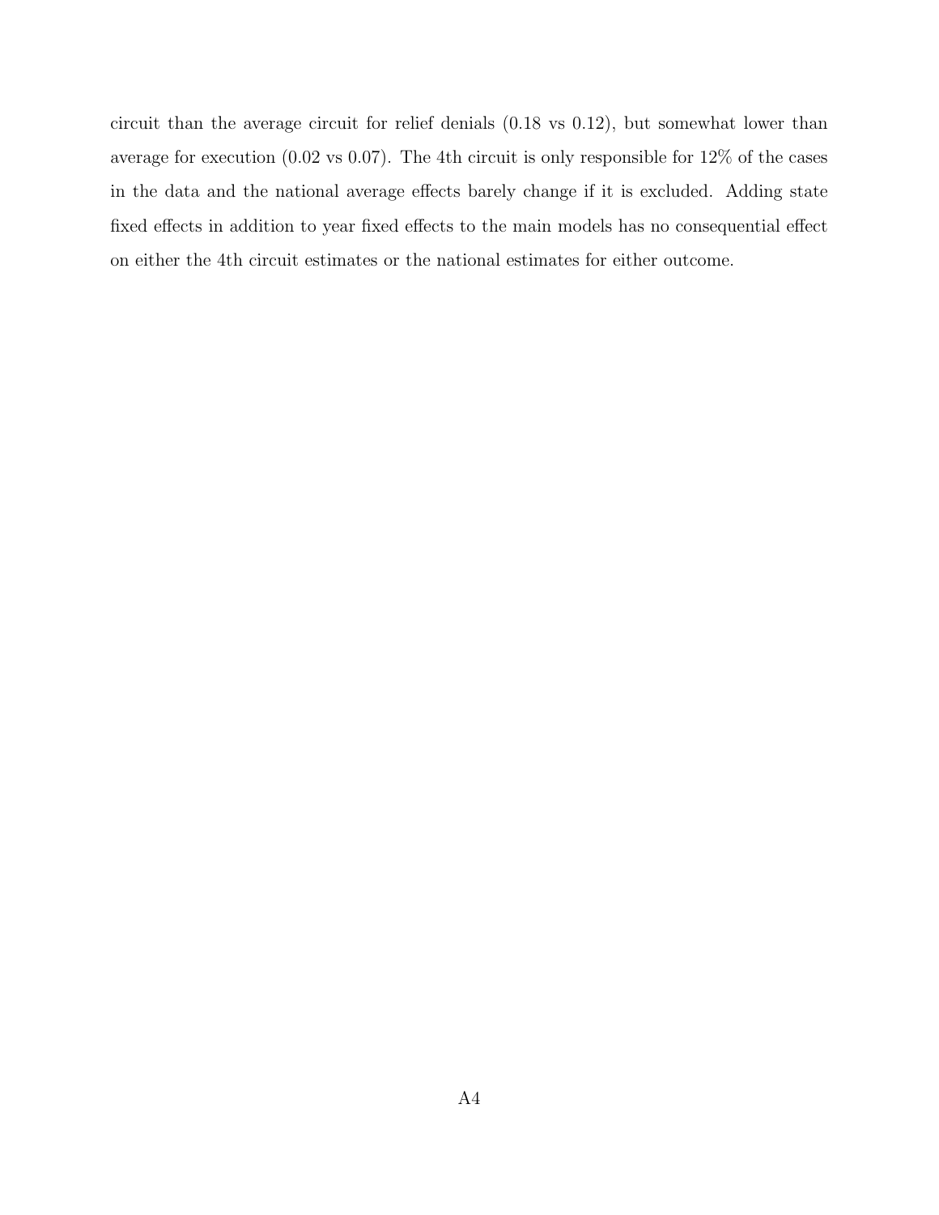circuit than the average circuit for relief denials (0.18 vs 0.12), but somewhat lower than average for execution (0.02 vs 0.07). The 4th circuit is only responsible for 12% of the cases in the data and the national average effects barely change if it is excluded. Adding state fixed effects in addition to year fixed effects to the main models has no consequential effect on either the 4th circuit estimates or the national estimates for either outcome.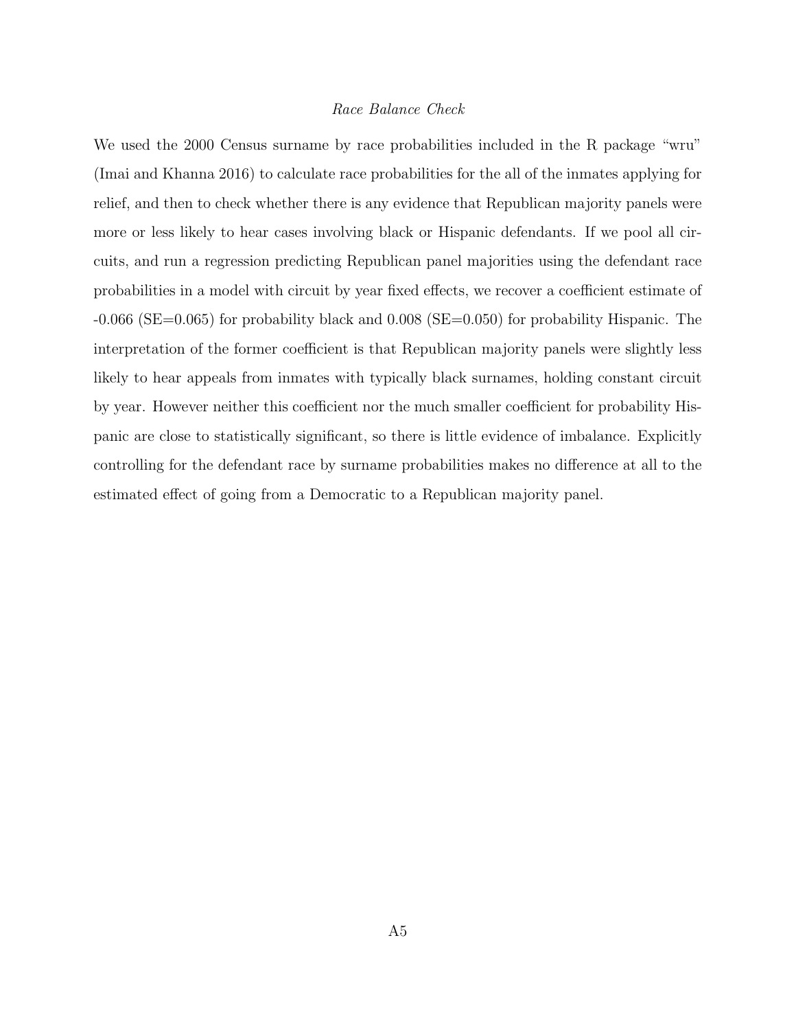*Race Balance Check*

We used the 2000 Census surname by race probabilities included in the R package "wru" (Imai and Khanna 2016) to calculate race probabilities for the all of the inmates applying for relief, and then to check whether there is any evidence that Republican majority panels were more or less likely to hear cases involving black or Hispanic defendants. If we pool all circuits, and run a regression predicting Republican panel majorities using the defendant race probabilities in a model with circuit by year fixed effects, we recover a coefficient estimate of -0.066 (SE=0.065) for probability black and 0.008 (SE=0.050) for probability Hispanic. The interpretation of the former coefficient is that Republican majority panels were slightly less likely to hear appeals from inmates with typically black surnames, holding constant circuit by year. However neither this coefficient nor the much smaller coefficient for probability Hispanic are close to statistically significant, so there is little evidence of imbalance. Explicitly controlling for the defendant race by surname probabilities makes no difference at all to the estimated effect of going from a Democratic to a Republican majority panel.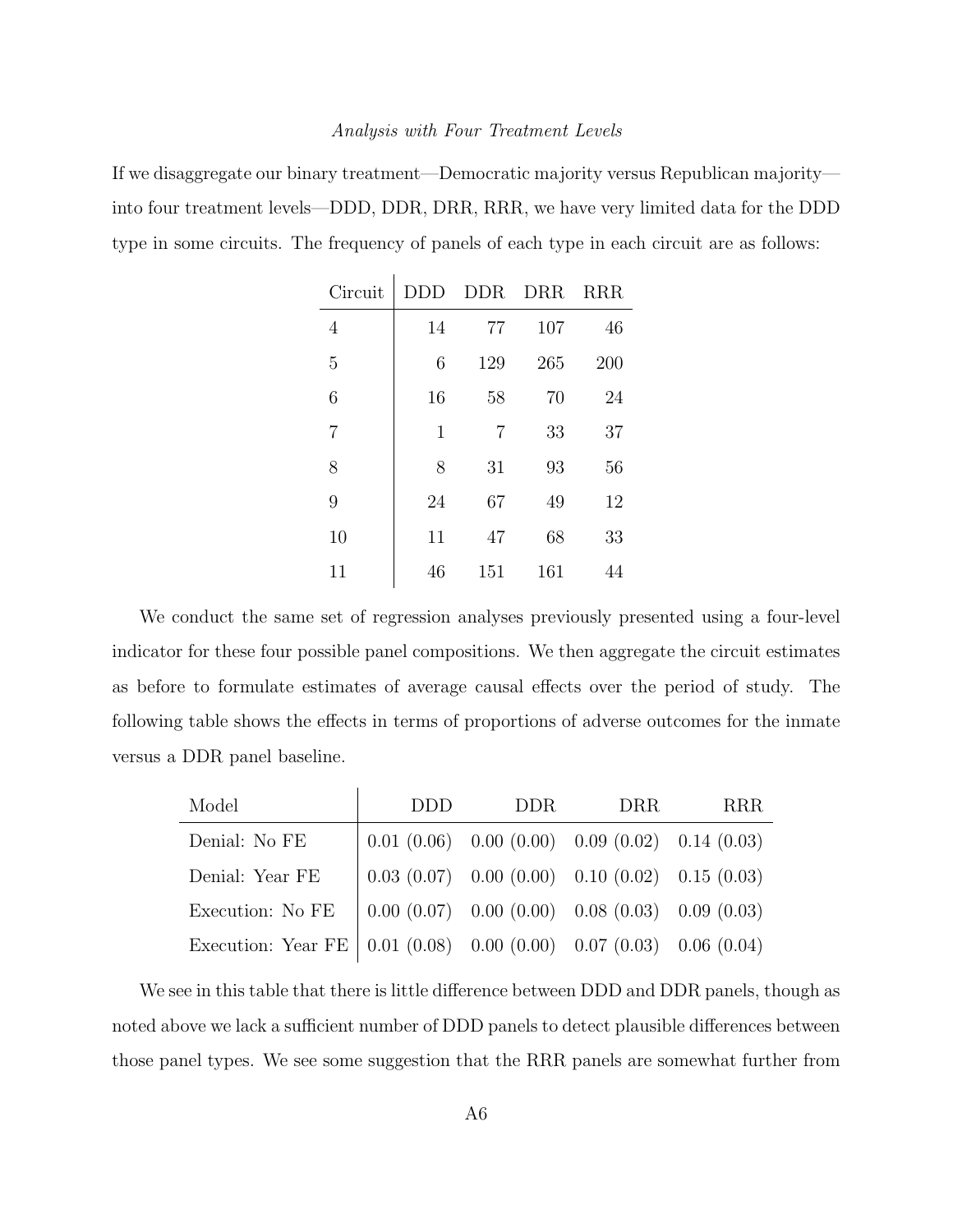*Analysis with Four Treatment Levels*

If we disaggregate our binary treatment—Democratic majority versus Republican majority—into four treatment levels—DDD, DDR, DRR, RRR, we have very limited data for the DDD type in some circuits. The frequency of panels of each type in each circuit are as follows:

| Circuit | DDD | DDR | DRR | RRR |
|---|---|---|---|---|
| 4 | 14 | 77 | 107 | 46 |
| 5 | 6 | 129 | 265 | 200 |
| 6 | 16 | 58 | 70 | 24 |
| 7 | 1 | 7 | 33 | 37 |
| 8 | 8 | 31 | 93 | 56 |
| 9 | 24 | 67 | 49 | 12 |
| 10 | 11 | 47 | 68 | 33 |
| 11 | 46 | 151 | 161 | 44 |

We conduct the same set of regression analyses previously presented using a four-level indicator for these four possible panel compositions. We then aggregate the circuit estimates as before to formulate estimates of average causal effects over the period of study. The following table shows the effects in terms of proportions of adverse outcomes for the inmate versus a DDR panel baseline.

| Model | DDD | DDR | DRR | RRR |
|---|---|---|---|---|
| Denial: No FE | 0.01 (0.06) | 0.00 (0.00) | 0.09 (0.02) | 0.14 (0.03) |
| Denial: Year FE | 0.03 (0.07) | 0.00 (0.00) | 0.10 (0.02) | 0.15 (0.03) |
| Execution: No FE | 0.00 (0.07) | 0.00 (0.00) | 0.08 (0.03) | 0.09 (0.03) |
| Execution: Year FE | 0.01 (0.08) | 0.00 (0.00) | 0.07 (0.03) | 0.06 (0.04) |

We see in this table that there is little difference between DDD and DDR panels, though as noted above we lack a sufficient number of DDD panels to detect plausible differences between those panel types. We see some suggestion that the RRR panels are somewhat further from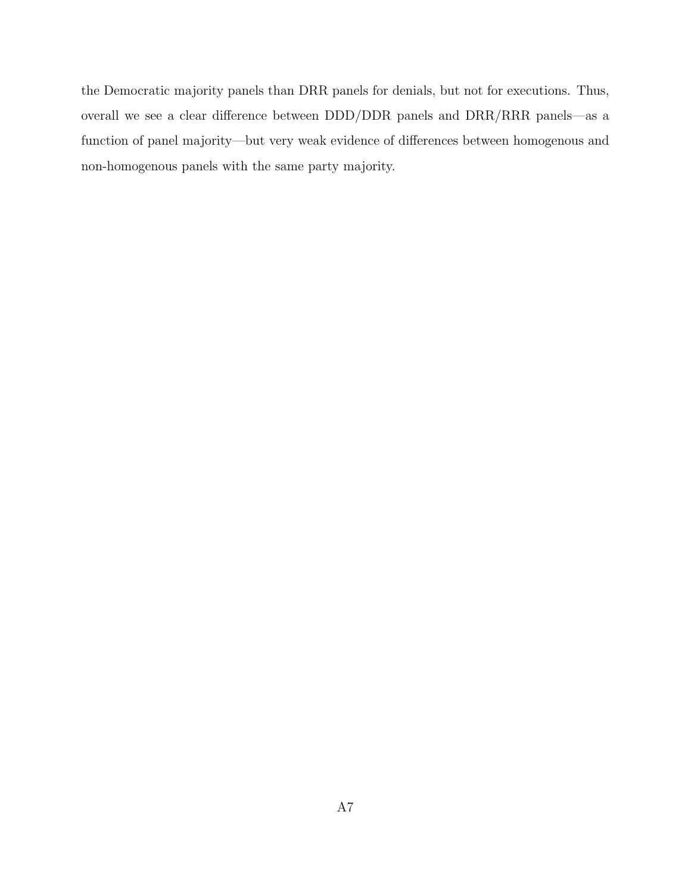the Democratic majority panels than DRR panels for denials, but not for executions. Thus, overall we see a clear difference between DDD/DDR panels and DRR/RRR panels—as a function of panel majority—but very weak evidence of differences between homogenous and non-homogenous panels with the same party majority.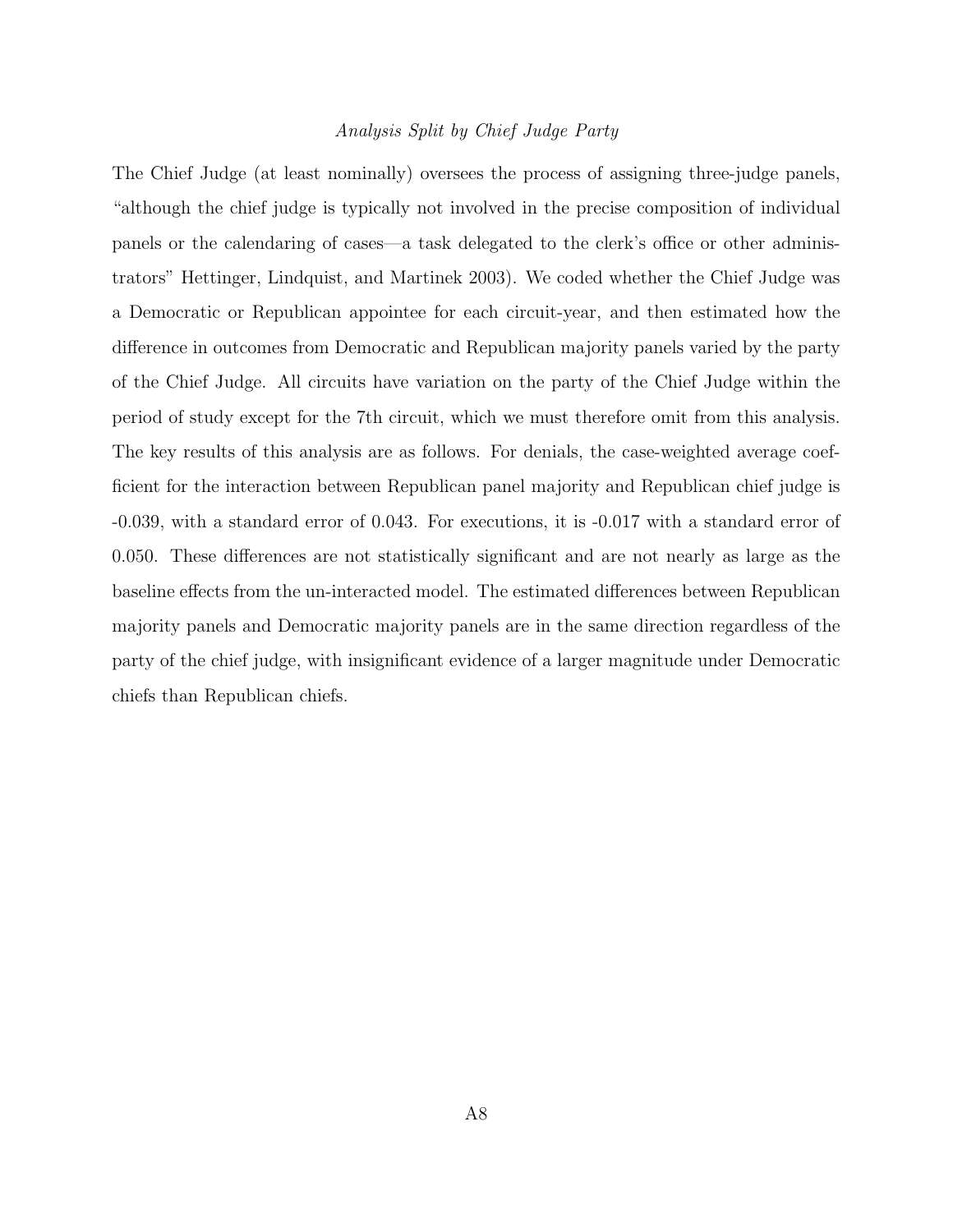*Analysis Split by Chief Judge Party*

The Chief Judge (at least nominally) oversees the process of assigning three-judge panels, "although the chief judge is typically not involved in the precise composition of individual panels or the calendaring of cases—a task delegated to the clerk's office or other administrators" Hettinger, Lindquist, and Martinek 2003). We coded whether the Chief Judge was a Democratic or Republican appointee for each circuit-year, and then estimated how the difference in outcomes from Democratic and Republican majority panels varied by the party of the Chief Judge. All circuits have variation on the party of the Chief Judge within the period of study except for the 7th circuit, which we must therefore omit from this analysis. The key results of this analysis are as follows. For denials, the case-weighted average coefficient for the interaction between Republican panel majority and Republican chief judge is -0.039, with a standard error of 0.043. For executions, it is -0.017 with a standard error of 0.050. These differences are not statistically significant and are not nearly as large as the baseline effects from the un-interacted model. The estimated differences between Republican majority panels and Democratic majority panels are in the same direction regardless of the party of the chief judge, with insignificant evidence of a larger magnitude under Democratic chiefs than Republican chiefs.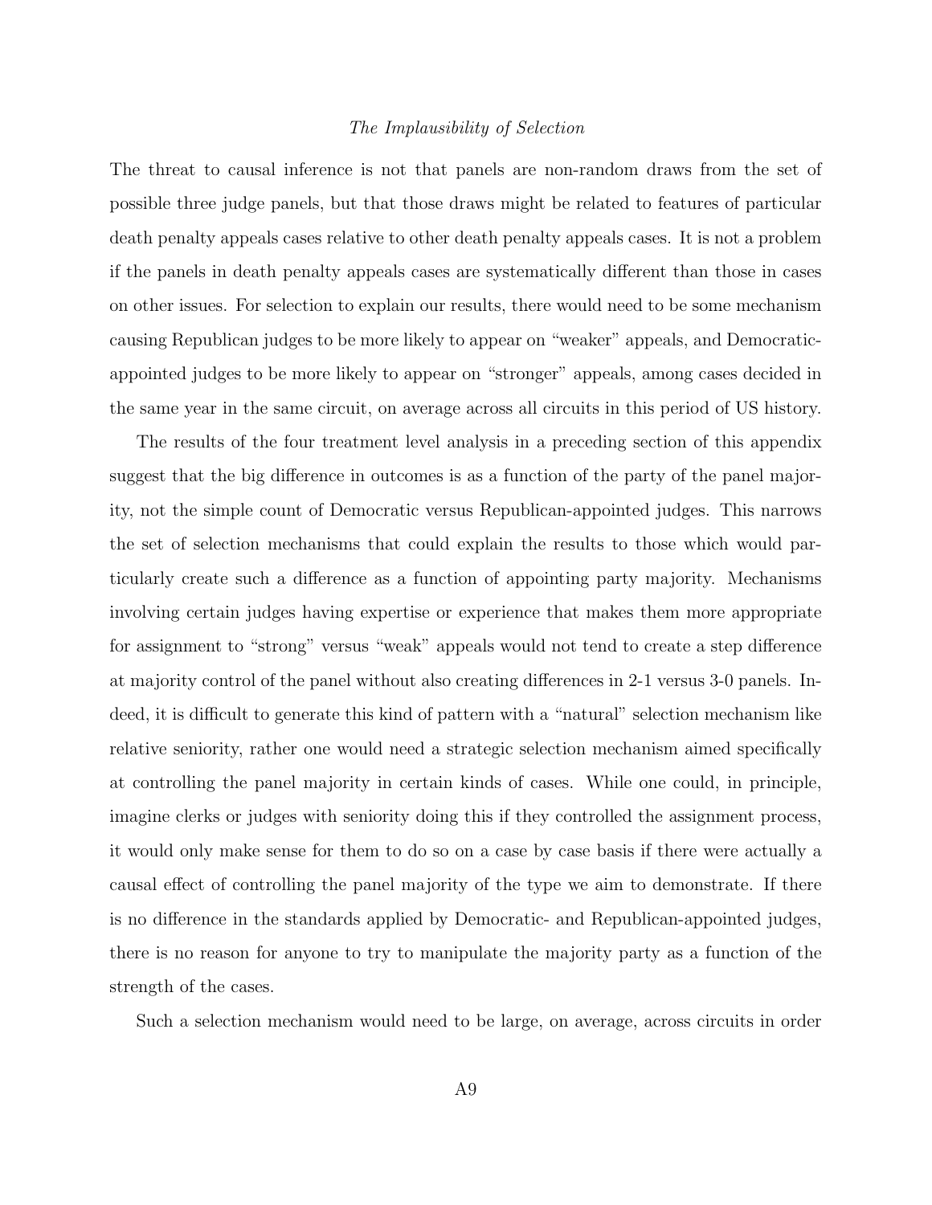*The Implausibility of Selection*

The threat to causal inference is not that panels are non-random draws from the set of possible three judge panels, but that those draws might be related to features of particular death penalty appeals cases relative to other death penalty appeals cases. It is not a problem if the panels in death penalty appeals cases are systematically different than those in cases on other issues. For selection to explain our results, there would need to be some mechanism causing Republican judges to be more likely to appear on "weaker" appeals, and Democratic-appointed judges to be more likely to appear on "stronger" appeals, among cases decided in the same year in the same circuit, on average across all circuits in this period of US history.

The results of the four treatment level analysis in a preceding section of this appendix suggest that the big difference in outcomes is as a function of the party of the panel majority, not the simple count of Democratic versus Republican-appointed judges. This narrows the set of selection mechanisms that could explain the results to those which would particularly create such a difference as a function of appointing party majority. Mechanisms involving certain judges having expertise or experience that makes them more appropriate for assignment to "strong" versus "weak" appeals would not tend to create a step difference at majority control of the panel without also creating differences in 2-1 versus 3-0 panels. Indeed, it is difficult to generate this kind of pattern with a "natural" selection mechanism like relative seniority, rather one would need a strategic selection mechanism aimed specifically at controlling the panel majority in certain kinds of cases. While one could, in principle, imagine clerks or judges with seniority doing this if they controlled the assignment process, it would only make sense for them to do so on a case by case basis if there were actually a causal effect of controlling the panel majority of the type we aim to demonstrate. If there is no difference in the standards applied by Democratic- and Republican-appointed judges, there is no reason for anyone to try to manipulate the majority party as a function of the strength of the cases.

Such a selection mechanism would need to be large, on average, across circuits in order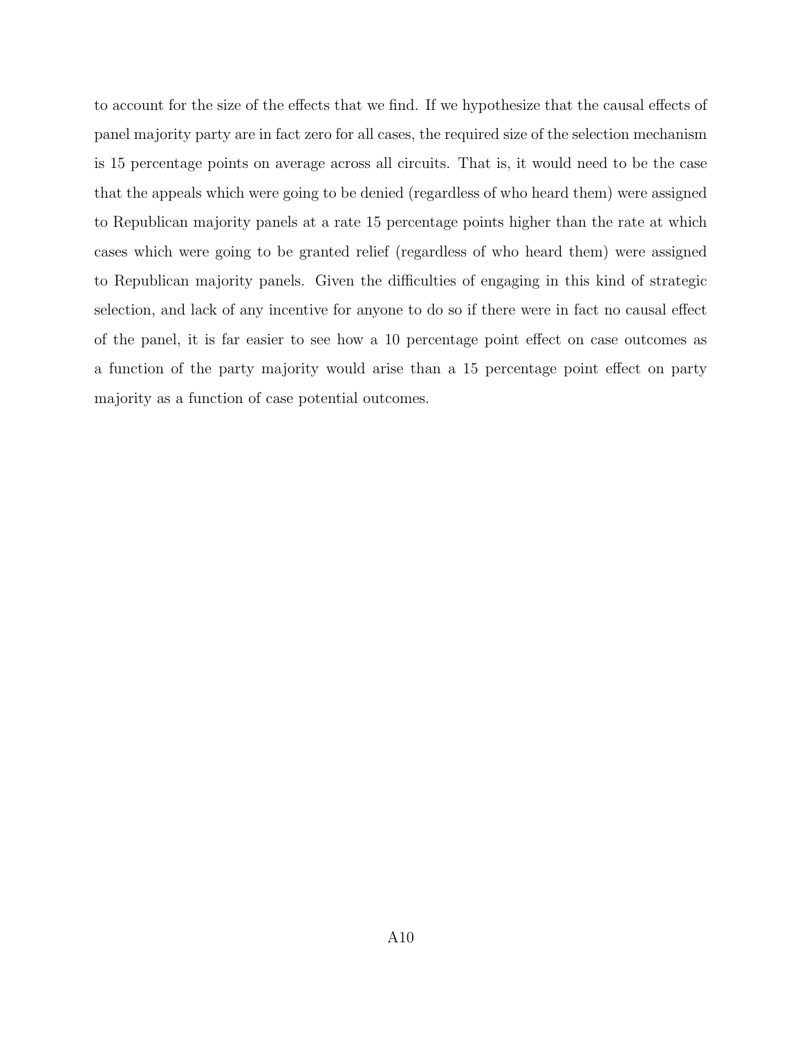to account for the size of the effects that we find. If we hypothesize that the causal effects of panel majority party are in fact zero for all cases, the required size of the selection mechanism is 15 percentage points on average across all circuits. That is, it would need to be the case that the appeals which were going to be denied (regardless of who heard them) were assigned to Republican majority panels at a rate 15 percentage points higher than the rate at which cases which were going to be granted relief (regardless of who heard them) were assigned to Republican majority panels. Given the difficulties of engaging in this kind of strategic selection, and lack of any incentive for anyone to do so if there were in fact no causal effect of the panel, it is far easier to see how a 10 percentage point effect on case outcomes as a function of the party majority would arise than a 15 percentage point effect on party majority as a function of case potential outcomes.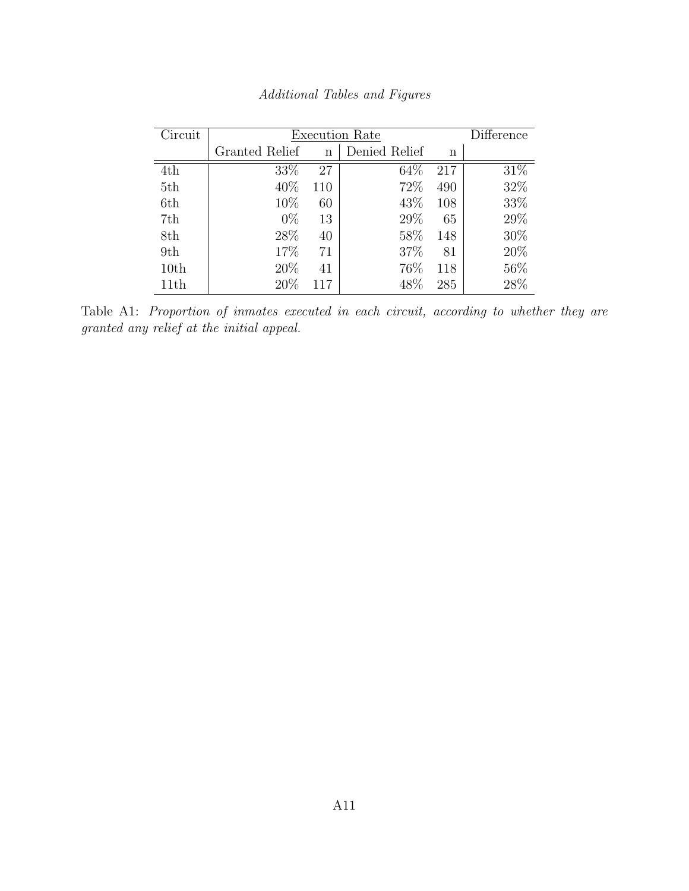*Additional Tables and Figures*

| Circuit | Execution Rate | | | | Difference |
|---|---|---|---|---|---|
| | Granted Relief | n | Denied Relief | n | |
| 4th | 33% | 27 | 64% | 217 | 31% |
| 5th | 40% | 110 | 72% | 490 | 32% |
| 6th | 10% | 60 | 43% | 108 | 33% |
| 7th | 0% | 13 | 29% | 65 | 29% |
| 8th | 28% | 40 | 58% | 148 | 30% |
| 9th | 17% | 71 | 37% | 81 | 20% |
| 10th | 20% | 41 | 76% | 118 | 56% |
| 11th | 20% | 117 | 48% | 285 | 28% |

Table A1: *Proportion of inmates executed in each circuit, according to whether they are granted any relief at the initial appeal.*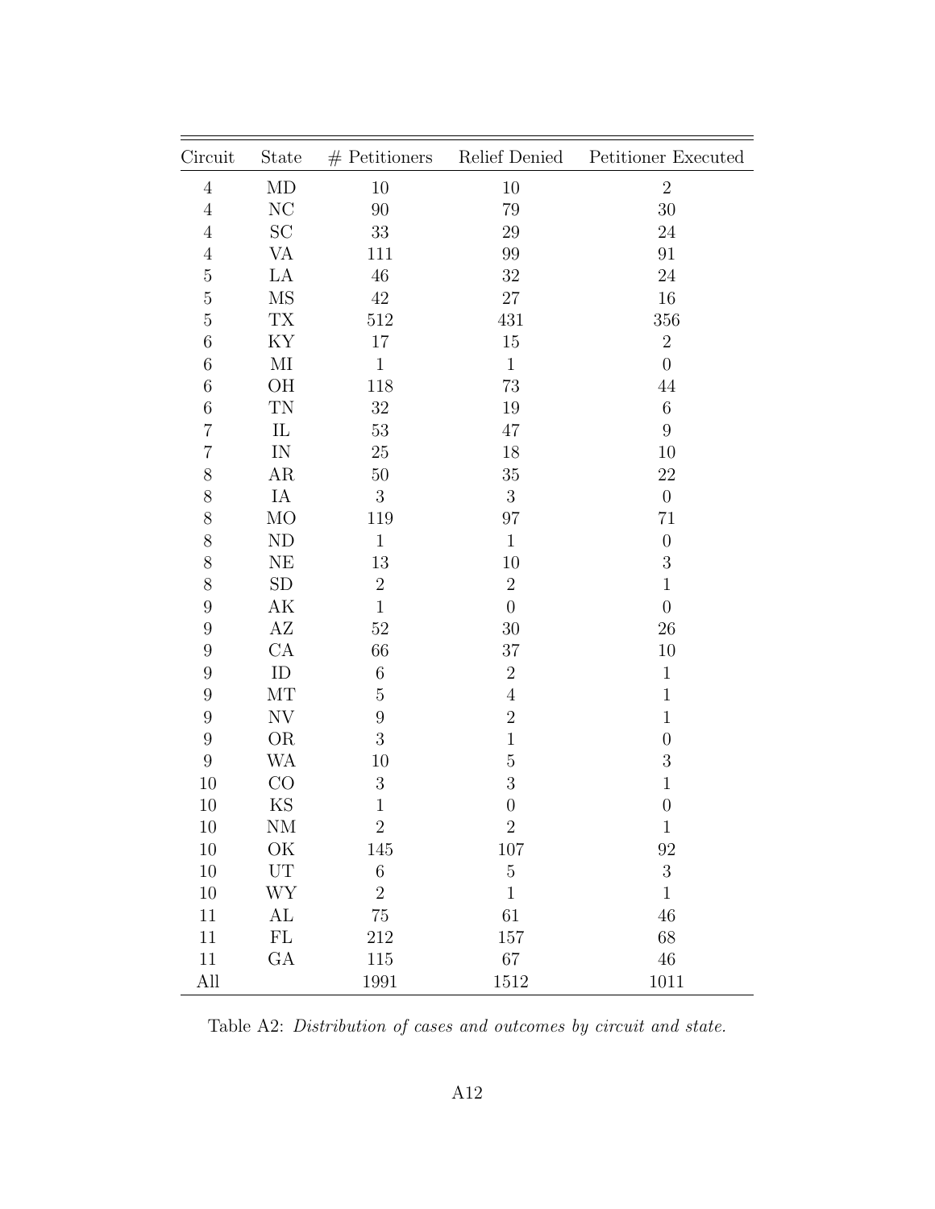| Circuit | State | # Petitioners | Relief Denied | Petitioner Executed |
|---|---|---|---|---|
| 4 | MD | 10 | 10 | 2 |
| 4 | NC | 90 | 79 | 30 |
| 4 | SC | 33 | 29 | 24 |
| 4 | VA | 111 | 99 | 91 |
| 5 | LA | 46 | 32 | 24 |
| 5 | MS | 42 | 27 | 16 |
| 5 | TX | 512 | 431 | 356 |
| 6 | KY | 17 | 15 | 2 |
| 6 | MI | 1 | 1 | 0 |
| 6 | OH | 118 | 73 | 44 |
| 6 | TN | 32 | 19 | 6 |
| 7 | IL | 53 | 47 | 9 |
| 7 | IN | 25 | 18 | 10 |
| 8 | AR | 50 | 35 | 22 |
| 8 | IA | 3 | 3 | 0 |
| 8 | MO | 119 | 97 | 71 |
| 8 | ND | 1 | 1 | 0 |
| 8 | NE | 13 | 10 | 3 |
| 8 | SD | 2 | 2 | 1 |
| 9 | AK | 1 | 0 | 0 |
| 9 | AZ | 52 | 30 | 26 |
| 9 | CA | 66 | 37 | 10 |
| 9 | ID | 6 | 2 | 1 |
| 9 | MT | 5 | 4 | 1 |
| 9 | NV | 9 | 2 | 1 |
| 9 | OR | 3 | 1 | 0 |
| 9 | WA | 10 | 5 | 3 |
| 10 | CO | 3 | 3 | 1 |
| 10 | KS | 1 | 0 | 0 |
| 10 | NM | 2 | 2 | 1 |
| 10 | OK | 145 | 107 | 92 |
| 10 | UT | 6 | 5 | 3 |
| 10 | WY | 2 | 1 | 1 |
| 11 | AL | 75 | 61 | 46 |
| 11 | FL | 212 | 157 | 68 |
| 11 | GA | 115 | 67 | 46 |
| All | | 1991 | 1512 | 1011 |

Table A2: *Distribution of cases and outcomes by circuit and state.*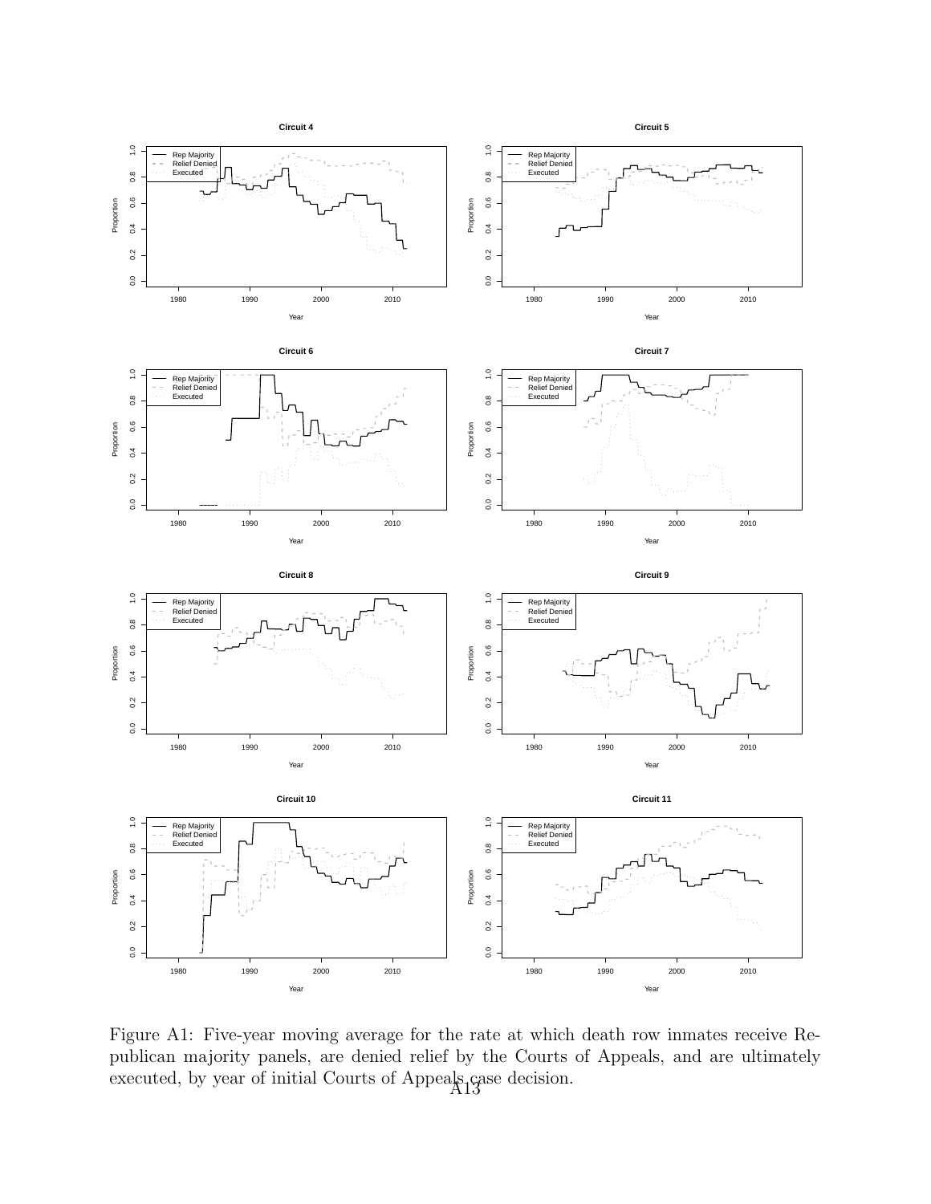Figure A1: Five-year moving average for the rate at which death row inmates receive Republican majority panels, are denied relief by the Courts of Appeals, and are ultimately executed, by year of initial Courts of Appeals case decision.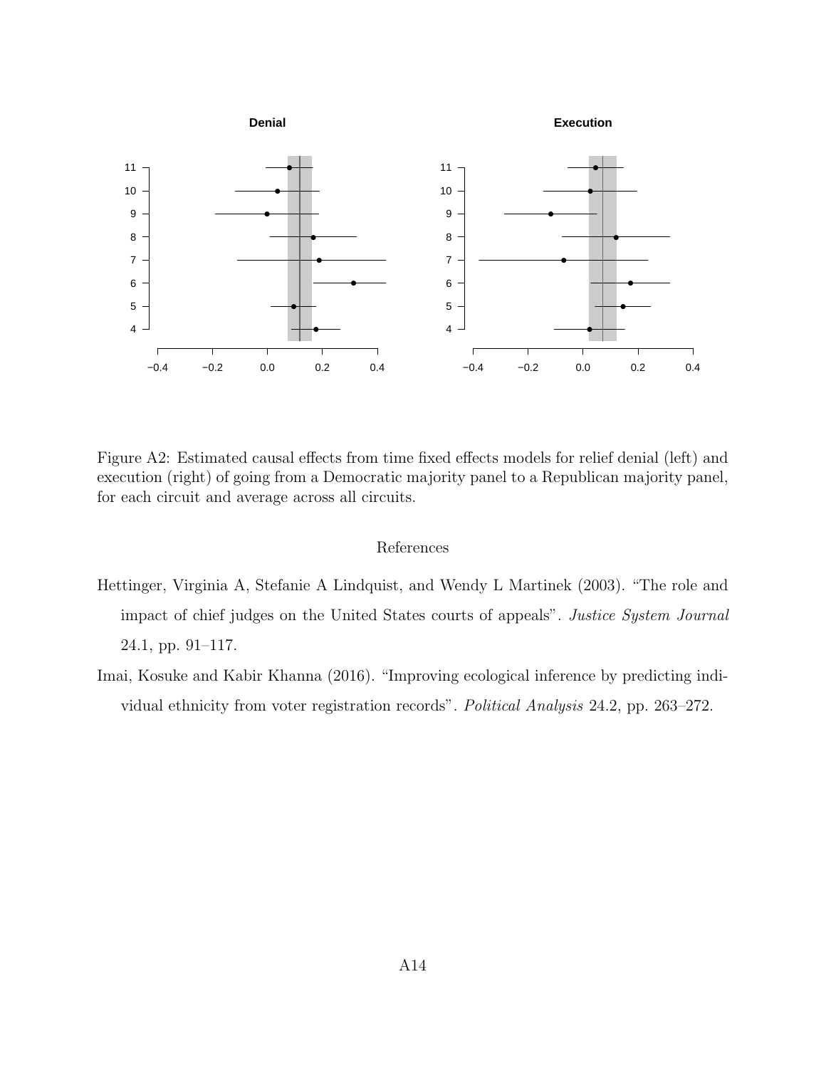Denial

11
10
9
8
7
6
5
4

−0.4 −0.2 0.0 0.2 0.4

Execution

11
10
9
8
7
6
5
4

−0.4 −0.2 0.0 0.2 0.4

Figure A2: Estimated causal effects from time fixed effects models for relief denial (left) and execution (right) of going from a Democratic majority panel to a Republican majority panel, for each circuit and average across all circuits.

## References

Hettinger, Virginia A, Stefanie A Lindquist, and Wendy L Martinek (2003). "The role and impact of chief judges on the United States courts of appeals". *Justice System Journal* 24.1, pp. 91–117.

Imai, Kosuke and Kabir Khanna (2016). "Improving ecological inference by predicting individual ethnicity from voter registration records". *Political Analysis* 24.2, pp. 263–272.